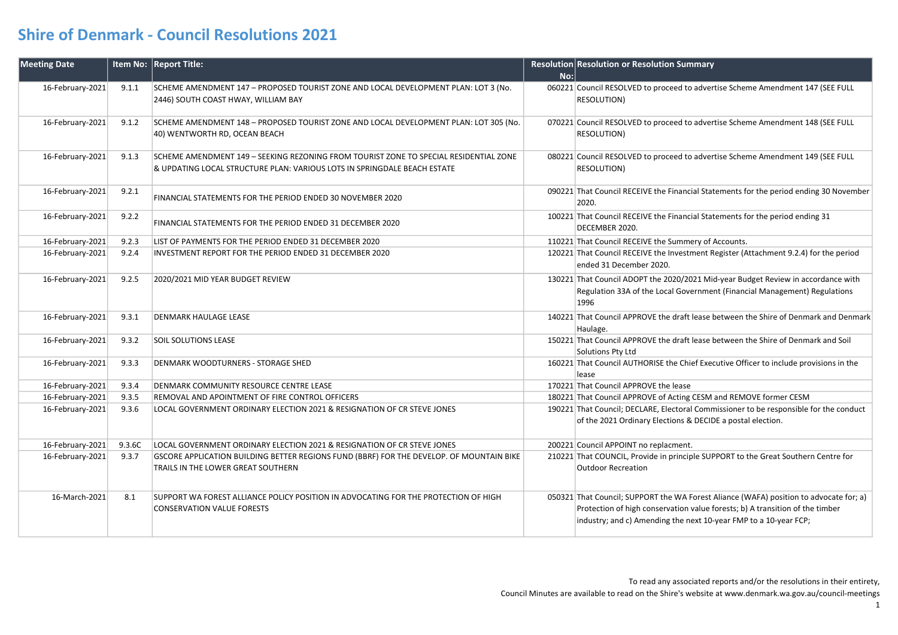# Shire of Denmark - Council Resolutions 2021

| Meeting Date | Item No: | Report Title: | Resolution No: | Resolution or Resolution Summary |
|---|---|---|---|---|
| 16-February-2021 | 9.1.1 | SCHEME AMENDMENT 147 – PROPOSED TOURIST ZONE AND LOCAL DEVELOPMENT PLAN: LOT 3 (No. 2446) SOUTH COAST HWAY, WILLIAM BAY | 060221 | Council RESOLVED to proceed to advertise Scheme Amendment 147 (SEE FULL RESOLUTION) |
| 16-February-2021 | 9.1.2 | SCHEME AMENDMENT 148 – PROPOSED TOURIST ZONE AND LOCAL DEVELOPMENT PLAN: LOT 305 (No. 40) WENTWORTH RD, OCEAN BEACH | 070221 | Council RESOLVED to proceed to advertise Scheme Amendment 148 (SEE FULL RESOLUTION) |
| 16-February-2021 | 9.1.3 | SCHEME AMENDMENT 149 – SEEKING REZONING FROM TOURIST ZONE TO SPECIAL RESIDENTIAL ZONE & UPDATING LOCAL STRUCTURE PLAN: VARIOUS LOTS IN SPRINGDALE BEACH ESTATE | 080221 | Council RESOLVED to proceed to advertise Scheme Amendment 149 (SEE FULL RESOLUTION) |
| 16-February-2021 | 9.2.1 | FINANCIAL STATEMENTS FOR THE PERIOD ENDED 30 NOVEMBER 2020 | 090221 | That Council RECEIVE the Financial Statements for the period ending 30 November 2020. |
| 16-February-2021 | 9.2.2 | FINANCIAL STATEMENTS FOR THE PERIOD ENDED 31 DECEMBER 2020 | 100221 | That Council RECEIVE the Financial Statements for the period ending 31 DECEMBER 2020. |
| 16-February-2021 | 9.2.3 | LIST OF PAYMENTS FOR THE PERIOD ENDED 31 DECEMBER 2020 | 110221 | That Council RECEIVE the Summery of Accounts. |
| 16-February-2021 | 9.2.4 | INVESTMENT REPORT FOR THE PERIOD ENDED 31 DECEMBER 2020 | 120221 | That Council RECEIVE the Investment Register (Attachment 9.2.4) for the period ended 31 December 2020. |
| 16-February-2021 | 9.2.5 | 2020/2021 MID YEAR BUDGET REVIEW | 130221 | That Council ADOPT the 2020/2021 Mid-year Budget Review in accordance with Regulation 33A of the Local Government (Financial Management) Regulations 1996 |
| 16-February-2021 | 9.3.1 | DENMARK HAULAGE LEASE | 140221 | That Council APPROVE the draft lease between the Shire of Denmark and Denmark Haulage. |
| 16-February-2021 | 9.3.2 | SOIL SOLUTIONS LEASE | 150221 | That Council APPROVE the draft lease between the Shire of Denmark and Soil Solutions Pty Ltd |
| 16-February-2021 | 9.3.3 | DENMARK WOODTURNERS - STORAGE SHED | 160221 | That Council AUTHORISE the Chief Executive Officer to include provisions in the lease |
| 16-February-2021 | 9.3.4 | DENMARK COMMUNITY RESOURCE CENTRE LEASE | 170221 | That Council APPROVE the lease |
| 16-February-2021 | 9.3.5 | REMOVAL AND APOINTMENT OF FIRE CONTROL OFFICERS | 180221 | That Council APPROVE of Acting CESM and REMOVE former CESM |
| 16-February-2021 | 9.3.6 | LOCAL GOVERNMENT ORDINARY ELECTION 2021 & RESIGNATION OF CR STEVE JONES | 190221 | That Council; DECLARE, Electoral Commissioner to be responsible for the conduct of the 2021 Ordinary Elections & DECIDE a postal election. |
| 16-February-2021 | 9.3.6C | LOCAL GOVERNMENT ORDINARY ELECTION 2021 & RESIGNATION OF CR STEVE JONES | 200221 | Council APPOINT no replacment. |
| 16-February-2021 | 9.3.7 | GSCORE APPLICATION BUILDING BETTER REGIONS FUND (BBRF) FOR THE DEVELOP. OF MOUNTAIN BIKE TRAILS IN THE LOWER GREAT SOUTHERN | 210221 | That COUNCIL, Provide in principle SUPPORT to the Great Southern Centre for Outdoor Recreation |
| 16-March-2021 | 8.1 | SUPPORT WA FOREST ALLIANCE POLICY POSITION IN ADVOCATING FOR THE PROTECTION OF HIGH CONSERVATION VALUE FORESTS | 050321 | That Council; SUPPORT the WA Forest Aliance (WAFA) position to advocate for; a) Protection of high conservation value forests; b) A transition of the timber industry; and c) Amending the next 10-year FMP to a 10-year FCP; |

To read any associated reports and/or the resolutions in their entirety,
Council Minutes are available to read on the Shire's website at www.denmark.wa.gov.au/council-meetings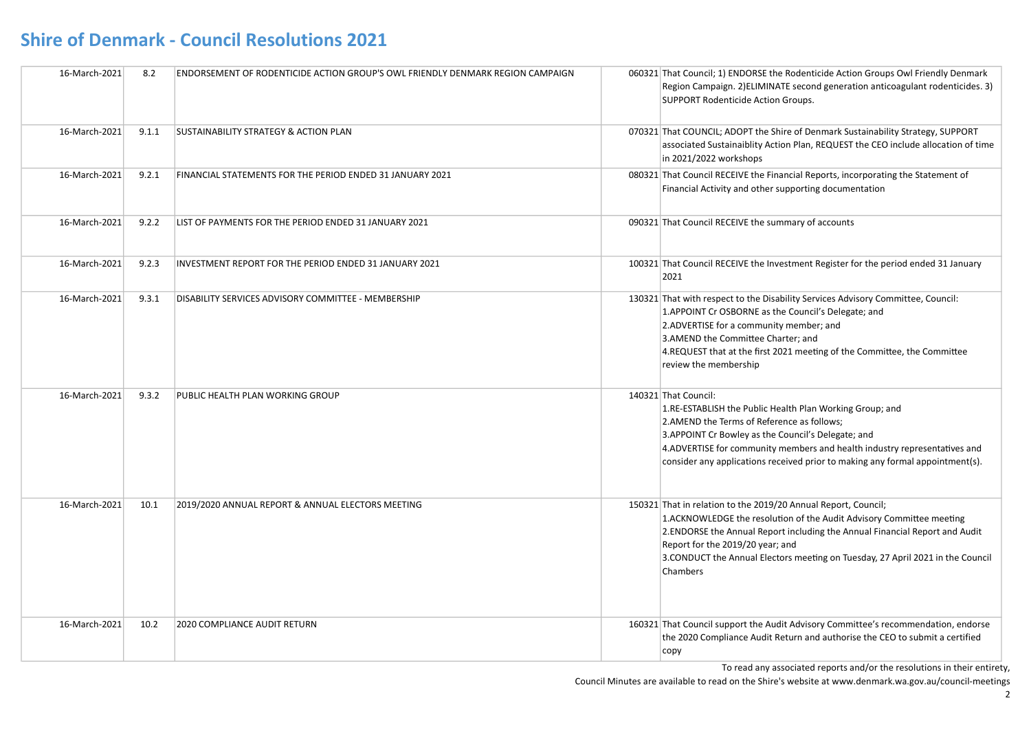# Shire of Denmark - Council Resolutions 2021

| | | | | |
|---|---|---|---|---|
| 16-March-2021 | 8.2 | ENDORSEMENT OF RODENTICIDE ACTION GROUP'S OWL FRIENDLY DENMARK REGION CAMPAIGN | 060321 | That Council; 1) ENDORSE the Rodenticide Action Groups Owl Friendly Denmark Region Campaign. 2)ELIMINATE second generation anticoagulant rodenticides. 3) SUPPORT Rodenticide Action Groups. |
| 16-March-2021 | 9.1.1 | SUSTAINABILITY STRATEGY & ACTION PLAN | 070321 | That COUNCIL; ADOPT the Shire of Denmark Sustainability Strategy, SUPPORT associated Sustainaiblity Action Plan, REQUEST the CEO include allocation of time in 2021/2022 workshops |
| 16-March-2021 | 9.2.1 | FINANCIAL STATEMENTS FOR THE PERIOD ENDED 31 JANUARY 2021 | 080321 | That Council RECEIVE the Financial Reports, incorporating the Statement of Financial Activity and other supporting documentation |
| 16-March-2021 | 9.2.2 | LIST OF PAYMENTS FOR THE PERIOD ENDED 31 JANUARY 2021 | 090321 | That Council RECEIVE the summary of accounts |
| 16-March-2021 | 9.2.3 | INVESTMENT REPORT FOR THE PERIOD ENDED 31 JANUARY 2021 | 100321 | That Council RECEIVE the Investment Register for the period ended 31 January 2021 |
| 16-March-2021 | 9.3.1 | DISABILITY SERVICES ADVISORY COMMITTEE - MEMBERSHIP | 130321 | That with respect to the Disability Services Advisory Committee, Council:<br>1.APPOINT Cr OSBORNE as the Council's Delegate; and<br>2.ADVERTISE for a community member; and<br>3.AMEND the Committee Charter; and<br>4.REQUEST that at the first 2021 meeting of the Committee, the Committee review the membership |
| 16-March-2021 | 9.3.2 | PUBLIC HEALTH PLAN WORKING GROUP | 140321 | That Council:<br>1.RE-ESTABLISH the Public Health Plan Working Group; and<br>2.AMEND the Terms of Reference as follows;<br>3.APPOINT Cr Bowley as the Council's Delegate; and<br>4.ADVERTISE for community members and health industry representatives and consider any applications received prior to making any formal appointment(s). |
| 16-March-2021 | 10.1 | 2019/2020 ANNUAL REPORT & ANNUAL ELECTORS MEETING | 150321 | That in relation to the 2019/20 Annual Report, Council;<br>1.ACKNOWLEDGE the resolution of the Audit Advisory Committee meeting<br>2.ENDORSE the Annual Report including the Annual Financial Report and Audit Report for the 2019/20 year; and<br>3.CONDUCT the Annual Electors meeting on Tuesday, 27 April 2021 in the Council Chambers |
| 16-March-2021 | 10.2 | 2020 COMPLIANCE AUDIT RETURN | 160321 | That Council support the Audit Advisory Committee's recommendation, endorse the 2020 Compliance Audit Return and authorise the CEO to submit a certified copy |

To read any associated reports and/or the resolutions in their entirety,
Council Minutes are available to read on the Shire's website at www.denmark.wa.gov.au/council-meetings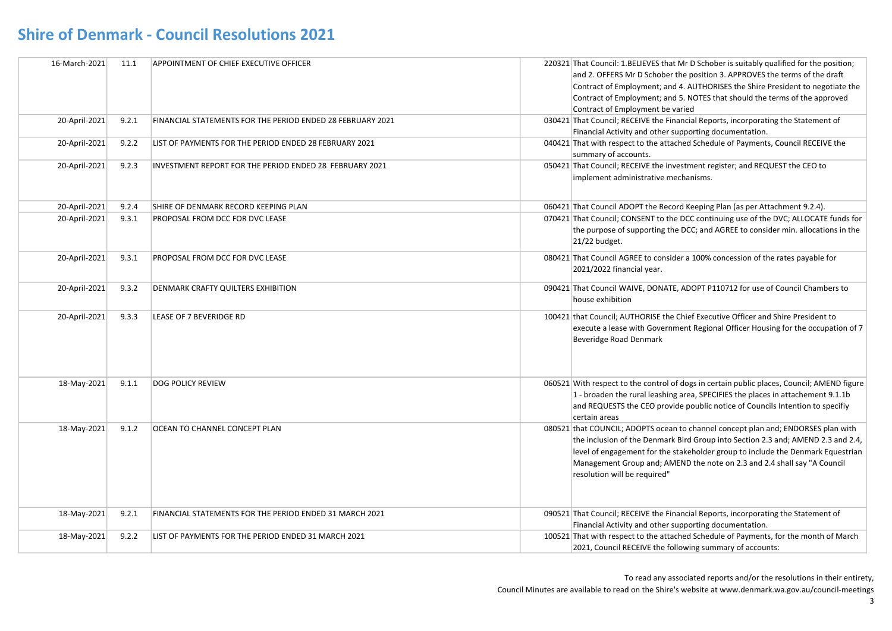# Shire of Denmark - Council Resolutions 2021

| | | | | |
|---|---|---|---|---|
| 16-March-2021 | 11.1 | APPOINTMENT OF CHIEF EXECUTIVE OFFICER | 220321 | That Council: 1.BELIEVES that Mr D Schober is suitably qualified for the position; and 2. OFFERS Mr D Schober the position 3. APPROVES the terms of the draft Contract of Employment; and 4. AUTHORISES the Shire President to negotiate the Contract of Employment; and 5. NOTES that should the terms of the approved Contract of Employment be varied |
| 20-April-2021 | 9.2.1 | FINANCIAL STATEMENTS FOR THE PERIOD ENDED 28 FEBRUARY 2021 | 030421 | That Council; RECEIVE the Financial Reports, incorporating the Statement of Financial Activity and other supporting documentation. |
| 20-April-2021 | 9.2.2 | LIST OF PAYMENTS FOR THE PERIOD ENDED 28 FEBRUARY 2021 | 040421 | That with respect to the attached Schedule of Payments, Council RECEIVE the summary of accounts. |
| 20-April-2021 | 9.2.3 | INVESTMENT REPORT FOR THE PERIOD ENDED 28 FEBRUARY 2021 | 050421 | That Council; RECEIVE the investment register; and REQUEST the CEO to implement administrative mechanisms. |
| 20-April-2021 | 9.2.4 | SHIRE OF DENMARK RECORD KEEPING PLAN | 060421 | That Council ADOPT the Record Keeping Plan (as per Attachment 9.2.4). |
| 20-April-2021 | 9.3.1 | PROPOSAL FROM DCC FOR DVC LEASE | 070421 | That Council; CONSENT to the DCC continuing use of the DVC; ALLOCATE funds for the purpose of supporting the DCC; and AGREE to consider min. allocations in the 21/22 budget. |
| 20-April-2021 | 9.3.1 | PROPOSAL FROM DCC FOR DVC LEASE | 080421 | That Council AGREE to consider a 100% concession of the rates payable for 2021/2022 financial year. |
| 20-April-2021 | 9.3.2 | DENMARK CRAFTY QUILTERS EXHIBITION | 090421 | That Council WAIVE, DONATE, ADOPT P110712 for use of Council Chambers to house exhibition |
| 20-April-2021 | 9.3.3 | LEASE OF 7 BEVERIDGE RD | 100421 | that Council; AUTHORISE the Chief Executive Officer and Shire President to execute a lease with Government Regional Officer Housing for the occupation of 7 Beveridge Road Denmark |
| 18-May-2021 | 9.1.1 | DOG POLICY REVIEW | 060521 | With respect to the control of dogs in certain public places, Council; AMEND figure 1 - broaden the rural leashing area, SPECIFIES the places in attachement 9.1.1b and REQUESTS the CEO provide poublic notice of Councils Intention to specifiy certain areas |
| 18-May-2021 | 9.1.2 | OCEAN TO CHANNEL CONCEPT PLAN | 080521 | that COUNCIL; ADOPTS ocean to channel concept plan and; ENDORSES plan with the inclusion of the Denmark Bird Group into Section 2.3 and; AMEND 2.3 and 2.4, level of engagement for the stakeholder group to include the Denmark Equestrian Management Group and; AMEND the note on 2.3 and 2.4 shall say "A Council resolution will be required" |
| 18-May-2021 | 9.2.1 | FINANCIAL STATEMENTS FOR THE PERIOD ENDED 31 MARCH 2021 | 090521 | That Council; RECEIVE the Financial Reports, incorporating the Statement of Financial Activity and other supporting documentation. |
| 18-May-2021 | 9.2.2 | LIST OF PAYMENTS FOR THE PERIOD ENDED 31 MARCH 2021 | 100521 | That with respect to the attached Schedule of Payments, for the month of March 2021, Council RECEIVE the following summary of accounts: |

To read any associated reports and/or the resolutions in their entirety,
Council Minutes are available to read on the Shire's website at www.denmark.wa.gov.au/council-meetings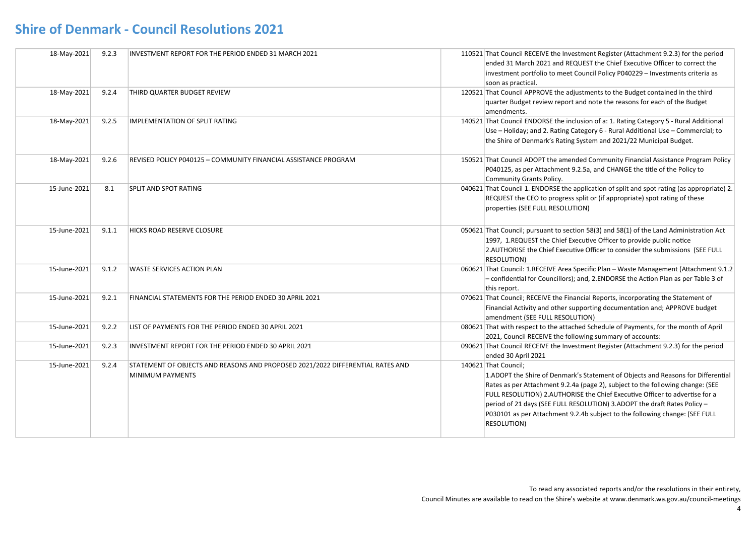# Shire of Denmark - Council Resolutions 2021

| | | | | |
|---|---|---|---|---|
| 18-May-2021 | 9.2.3 | INVESTMENT REPORT FOR THE PERIOD ENDED 31 MARCH 2021 | 110521 | That Council RECEIVE the Investment Register (Attachment 9.2.3) for the period ended 31 March 2021 and REQUEST the Chief Executive Officer to correct the investment portfolio to meet Council Policy P040229 – Investments criteria as soon as practical. |
| 18-May-2021 | 9.2.4 | THIRD QUARTER BUDGET REVIEW | 120521 | That Council APPROVE the adjustments to the Budget contained in the third quarter Budget review report and note the reasons for each of the Budget amendments. |
| 18-May-2021 | 9.2.5 | IMPLEMENTATION OF SPLIT RATING | 140521 | That Council ENDORSE the inclusion of a: 1. Rating Category 5 - Rural Additional Use – Holiday; and 2. Rating Category 6 - Rural Additional Use – Commercial; to the Shire of Denmark's Rating System and 2021/22 Municipal Budget. |
| 18-May-2021 | 9.2.6 | REVISED POLICY P040125 – COMMUNITY FINANCIAL ASSISTANCE PROGRAM | 150521 | That Council ADOPT the amended Community Financial Assistance Program Policy P040125, as per Attachment 9.2.5a, and CHANGE the title of the Policy to Community Grants Policy. |
| 15-June-2021 | 8.1 | SPLIT AND SPOT RATING | 040621 | That Council 1. ENDORSE the application of split and spot rating (as appropriate) 2. REQUEST the CEO to progress split or (if appropriate) spot rating of these properties (SEE FULL RESOLUTION) |
| 15-June-2021 | 9.1.1 | HICKS ROAD RESERVE CLOSURE | 050621 | That Council; pursuant to section 58(3) and 58(1) of the Land Administration Act 1997, 1.REQUEST the Chief Executive Officer to provide public notice 2.AUTHORISE the Chief Executive Officer to consider the submissions (SEE FULL RESOLUTION) |
| 15-June-2021 | 9.1.2 | WASTE SERVICES ACTION PLAN | 060621 | That Council: 1.RECEIVE Area Specific Plan – Waste Management (Attachment 9.1.2 – confidential for Councillors); and, 2.ENDORSE the Action Plan as per Table 3 of this report. |
| 15-June-2021 | 9.2.1 | FINANCIAL STATEMENTS FOR THE PERIOD ENDED 30 APRIL 2021 | 070621 | That Council; RECEIVE the Financial Reports, incorporating the Statement of Financial Activity and other supporting documentation and; APPROVE budget amendment (SEE FULL RESOLUTION) |
| 15-June-2021 | 9.2.2 | LIST OF PAYMENTS FOR THE PERIOD ENDED 30 APRIL 2021 | 080621 | That with respect to the attached Schedule of Payments, for the month of April 2021, Council RECEIVE the following summary of accounts: |
| 15-June-2021 | 9.2.3 | INVESTMENT REPORT FOR THE PERIOD ENDED 30 APRIL 2021 | 090621 | That Council RECEIVE the Investment Register (Attachment 9.2.3) for the period ended 30 April 2021 |
| 15-June-2021 | 9.2.4 | STATEMENT OF OBJECTS AND REASONS AND PROPOSED 2021/2022 DIFFERENTIAL RATES AND MINIMUM PAYMENTS | 140621 | That Council; 1.ADOPT the Shire of Denmark's Statement of Objects and Reasons for Differential Rates as per Attachment 9.2.4a (page 2), subject to the following change: (SEE FULL RESOLUTION) 2.AUTHORISE the Chief Executive Officer to advertise for a period of 21 days (SEE FULL RESOLUTION) 3.ADOPT the draft Rates Policy – P030101 as per Attachment 9.2.4b subject to the following change: (SEE FULL RESOLUTION) |

To read any associated reports and/or the resolutions in their entirety,
Council Minutes are available to read on the Shire's website at www.denmark.wa.gov.au/council-meetings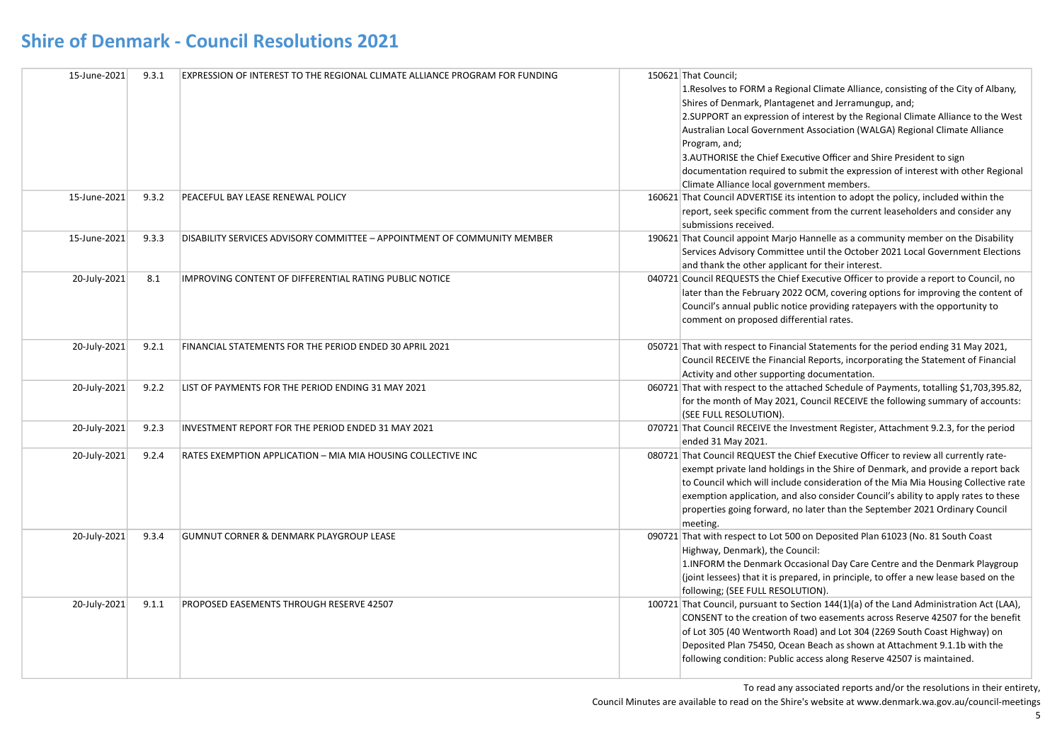# Shire of Denmark - Council Resolutions 2021

| | | | | |
|---|---|---|---|---|
| 15-June-2021 | 9.3.1 | EXPRESSION OF INTEREST TO THE REGIONAL CLIMATE ALLIANCE PROGRAM FOR FUNDING | 150621 | That Council;<br>1.Resolves to FORM a Regional Climate Alliance, consisting of the City of Albany, Shires of Denmark, Plantagenet and Jerramungup, and;<br>2.SUPPORT an expression of interest by the Regional Climate Alliance to the West Australian Local Government Association (WALGA) Regional Climate Alliance Program, and;<br>3.AUTHORISE the Chief Executive Officer and Shire President to sign documentation required to submit the expression of interest with other Regional Climate Alliance local government members. |
| 15-June-2021 | 9.3.2 | PEACEFUL BAY LEASE RENEWAL POLICY | 160621 | That Council ADVERTISE its intention to adopt the policy, included within the report, seek specific comment from the current leaseholders and consider any submissions received. |
| 15-June-2021 | 9.3.3 | DISABILITY SERVICES ADVISORY COMMITTEE – APPOINTMENT OF COMMUNITY MEMBER | 190621 | That Council appoint Marjo Hannelle as a community member on the Disability Services Advisory Committee until the October 2021 Local Government Elections and thank the other applicant for their interest. |
| 20-July-2021 | 8.1 | IMPROVING CONTENT OF DIFFERENTIAL RATING PUBLIC NOTICE | 040721 | Council REQUESTS the Chief Executive Officer to provide a report to Council, no later than the February 2022 OCM, covering options for improving the content of Council's annual public notice providing ratepayers with the opportunity to comment on proposed differential rates. |
| 20-July-2021 | 9.2.1 | FINANCIAL STATEMENTS FOR THE PERIOD ENDED 30 APRIL 2021 | 050721 | That with respect to Financial Statements for the period ending 31 May 2021, Council RECEIVE the Financial Reports, incorporating the Statement of Financial Activity and other supporting documentation. |
| 20-July-2021 | 9.2.2 | LIST OF PAYMENTS FOR THE PERIOD ENDING 31 MAY 2021 | 060721 | That with respect to the attached Schedule of Payments, totalling $1,703,395.82, for the month of May 2021, Council RECEIVE the following summary of accounts: (SEE FULL RESOLUTION). |
| 20-July-2021 | 9.2.3 | INVESTMENT REPORT FOR THE PERIOD ENDED 31 MAY 2021 | 070721 | That Council RECEIVE the Investment Register, Attachment 9.2.3, for the period ended 31 May 2021. |
| 20-July-2021 | 9.2.4 | RATES EXEMPTION APPLICATION – MIA MIA HOUSING COLLECTIVE INC | 080721 | That Council REQUEST the Chief Executive Officer to review all currently rate-exempt private land holdings in the Shire of Denmark, and provide a report back to Council which will include consideration of the Mia Mia Housing Collective rate exemption application, and also consider Council's ability to apply rates to these properties going forward, no later than the September 2021 Ordinary Council meeting. |
| 20-July-2021 | 9.3.4 | GUMNUT CORNER & DENMARK PLAYGROUP LEASE | 090721 | That with respect to Lot 500 on Deposited Plan 61023 (No. 81 South Coast Highway, Denmark), the Council:<br>1.INFORM the Denmark Occasional Day Care Centre and the Denmark Playgroup (joint lessees) that it is prepared, in principle, to offer a new lease based on the following; (SEE FULL RESOLUTION). |
| 20-July-2021 | 9.1.1 | PROPOSED EASEMENTS THROUGH RESERVE 42507 | 100721 | That Council, pursuant to Section 144(1)(a) of the Land Administration Act (LAA), CONSENT to the creation of two easements across Reserve 42507 for the benefit of Lot 305 (40 Wentworth Road) and Lot 304 (2269 South Coast Highway) on Deposited Plan 75450, Ocean Beach as shown at Attachment 9.1.1b with the following condition: Public access along Reserve 42507 is maintained. |

To read any associated reports and/or the resolutions in their entirety,
Council Minutes are available to read on the Shire's website at www.denmark.wa.gov.au/council-meetings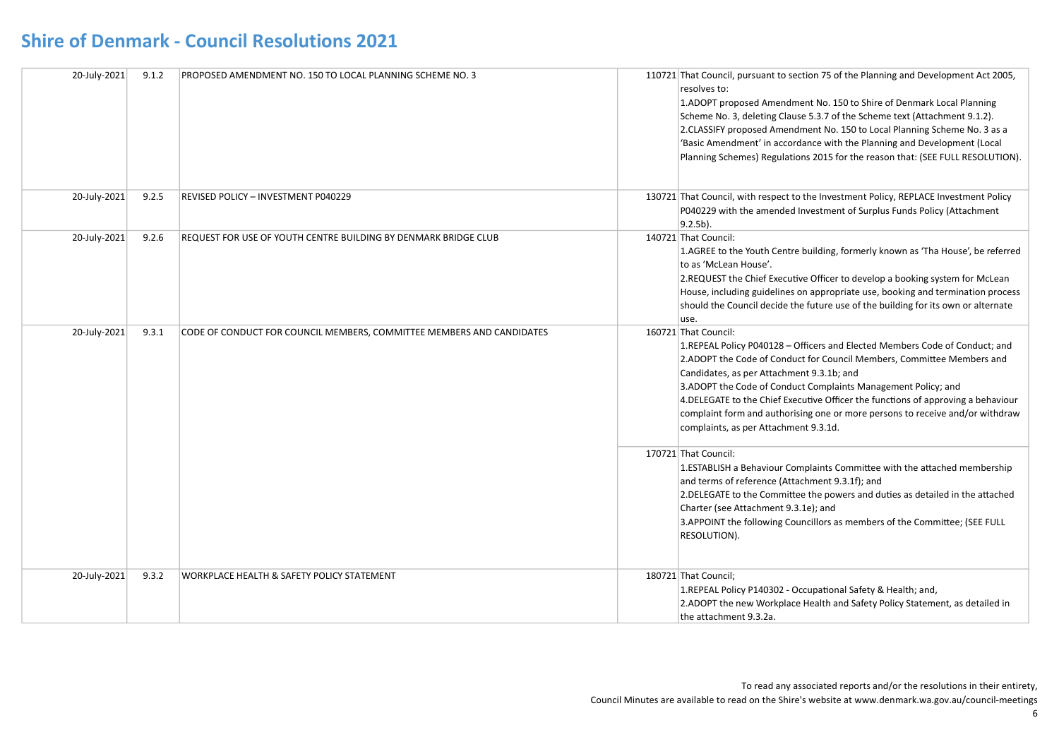# Shire of Denmark - Council Resolutions 2021

| | | | | |
|---|---|---|---|---|
| 20-July-2021 | 9.1.2 | PROPOSED AMENDMENT NO. 150 TO LOCAL PLANNING SCHEME NO. 3 | 110721 | That Council, pursuant to section 75 of the Planning and Development Act 2005, resolves to:<br>1.ADOPT proposed Amendment No. 150 to Shire of Denmark Local Planning Scheme No. 3, deleting Clause 5.3.7 of the Scheme text (Attachment 9.1.2).<br>2.CLASSIFY proposed Amendment No. 150 to Local Planning Scheme No. 3 as a 'Basic Amendment' in accordance with the Planning and Development (Local Planning Schemes) Regulations 2015 for the reason that: (SEE FULL RESOLUTION). |
| 20-July-2021 | 9.2.5 | REVISED POLICY – INVESTMENT P040229 | 130721 | That Council, with respect to the Investment Policy, REPLACE Investment Policy P040229 with the amended Investment of Surplus Funds Policy (Attachment 9.2.5b). |
| 20-July-2021 | 9.2.6 | REQUEST FOR USE OF YOUTH CENTRE BUILDING BY DENMARK BRIDGE CLUB | 140721 | That Council:<br>1.AGREE to the Youth Centre building, formerly known as 'Tha House', be referred to as 'McLean House'.<br>2.REQUEST the Chief Executive Officer to develop a booking system for McLean House, including guidelines on appropriate use, booking and termination process should the Council decide the future use of the building for its own or alternate use. |
| 20-July-2021 | 9.3.1 | CODE OF CONDUCT FOR COUNCIL MEMBERS, COMMITTEE MEMBERS AND CANDIDATES | 160721 | That Council:<br>1.REPEAL Policy P040128 – Officers and Elected Members Code of Conduct; and<br>2.ADOPT the Code of Conduct for Council Members, Committee Members and Candidates, as per Attachment 9.3.1b; and<br>3.ADOPT the Code of Conduct Complaints Management Policy; and<br>4.DELEGATE to the Chief Executive Officer the functions of approving a behaviour complaint form and authorising one or more persons to receive and/or withdraw complaints, as per Attachment 9.3.1d. |
| | | | 170721 | That Council:<br>1.ESTABLISH a Behaviour Complaints Committee with the attached membership and terms of reference (Attachment 9.3.1f); and<br>2.DELEGATE to the Committee the powers and duties as detailed in the attached Charter (see Attachment 9.3.1e); and<br>3.APPOINT the following Councillors as members of the Committee; (SEE FULL RESOLUTION). |
| 20-July-2021 | 9.3.2 | WORKPLACE HEALTH & SAFETY POLICY STATEMENT | 180721 | That Council;<br>1.REPEAL Policy P140302 - Occupational Safety & Health; and,<br>2.ADOPT the new Workplace Health and Safety Policy Statement, as detailed in the attachment 9.3.2a. |

To read any associated reports and/or the resolutions in their entirety, Council Minutes are available to read on the Shire's website at www.denmark.wa.gov.au/council-meetings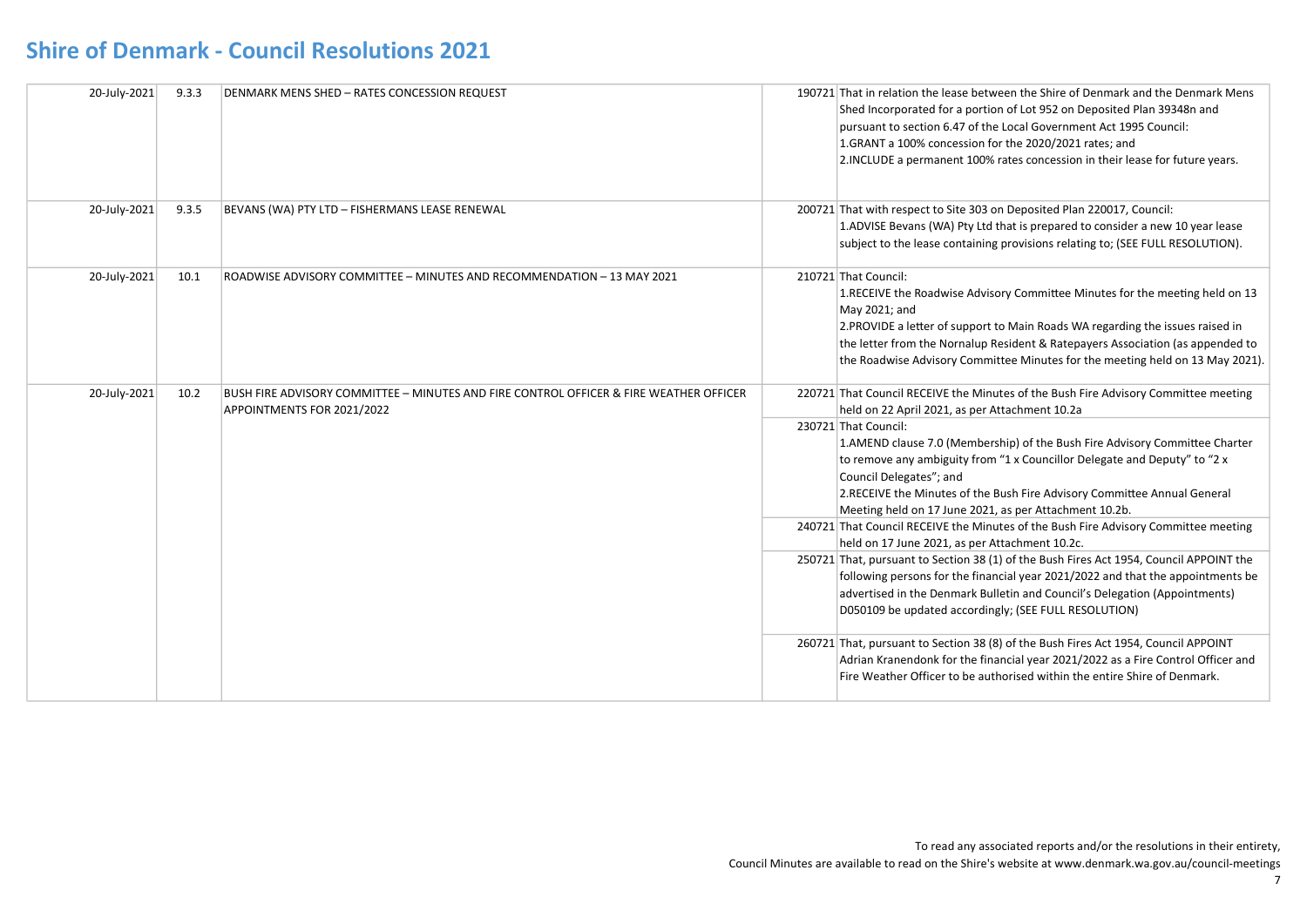# Shire of Denmark - Council Resolutions 2021

| | | | | |
|---|---|---|---|---|
| 20-July-2021 | 9.3.3 | DENMARK MENS SHED – RATES CONCESSION REQUEST | 190721 | That in relation the lease between the Shire of Denmark and the Denmark Mens Shed Incorporated for a portion of Lot 952 on Deposited Plan 39348n and pursuant to section 6.47 of the Local Government Act 1995 Council:<br>1.GRANT a 100% concession for the 2020/2021 rates; and<br>2.INCLUDE a permanent 100% rates concession in their lease for future years. |
| 20-July-2021 | 9.3.5 | BEVANS (WA) PTY LTD – FISHERMANS LEASE RENEWAL | 200721 | That with respect to Site 303 on Deposited Plan 220017, Council:<br>1.ADVISE Bevans (WA) Pty Ltd that is prepared to consider a new 10 year lease subject to the lease containing provisions relating to; (SEE FULL RESOLUTION). |
| 20-July-2021 | 10.1 | ROADWISE ADVISORY COMMITTEE – MINUTES AND RECOMMENDATION – 13 MAY 2021 | 210721 | That Council:<br>1.RECEIVE the Roadwise Advisory Committee Minutes for the meeting held on 13 May 2021; and<br>2.PROVIDE a letter of support to Main Roads WA regarding the issues raised in the letter from the Nornalup Resident & Ratepayers Association (as appended to the Roadwise Advisory Committee Minutes for the meeting held on 13 May 2021). |
| 20-July-2021 | 10.2 | BUSH FIRE ADVISORY COMMITTEE – MINUTES AND FIRE CONTROL OFFICER & FIRE WEATHER OFFICER APPOINTMENTS FOR 2021/2022 | 220721 | That Council RECEIVE the Minutes of the Bush Fire Advisory Committee meeting held on 22 April 2021, as per Attachment 10.2a |
| | | | 230721 | That Council:<br>1.AMEND clause 7.0 (Membership) of the Bush Fire Advisory Committee Charter to remove any ambiguity from "1 x Councillor Delegate and Deputy" to "2 x Council Delegates"; and<br>2.RECEIVE the Minutes of the Bush Fire Advisory Committee Annual General Meeting held on 17 June 2021, as per Attachment 10.2b. |
| | | | 240721 | That Council RECEIVE the Minutes of the Bush Fire Advisory Committee meeting held on 17 June 2021, as per Attachment 10.2c. |
| | | | 250721 | That, pursuant to Section 38 (1) of the Bush Fires Act 1954, Council APPOINT the following persons for the financial year 2021/2022 and that the appointments be advertised in the Denmark Bulletin and Council's Delegation (Appointments) D050109 be updated accordingly; (SEE FULL RESOLUTION) |
| | | | 260721 | That, pursuant to Section 38 (8) of the Bush Fires Act 1954, Council APPOINT Adrian Kranendonk for the financial year 2021/2022 as a Fire Control Officer and Fire Weather Officer to be authorised within the entire Shire of Denmark. |

To read any associated reports and/or the resolutions in their entirety,
Council Minutes are available to read on the Shire's website at www.denmark.wa.gov.au/council-meetings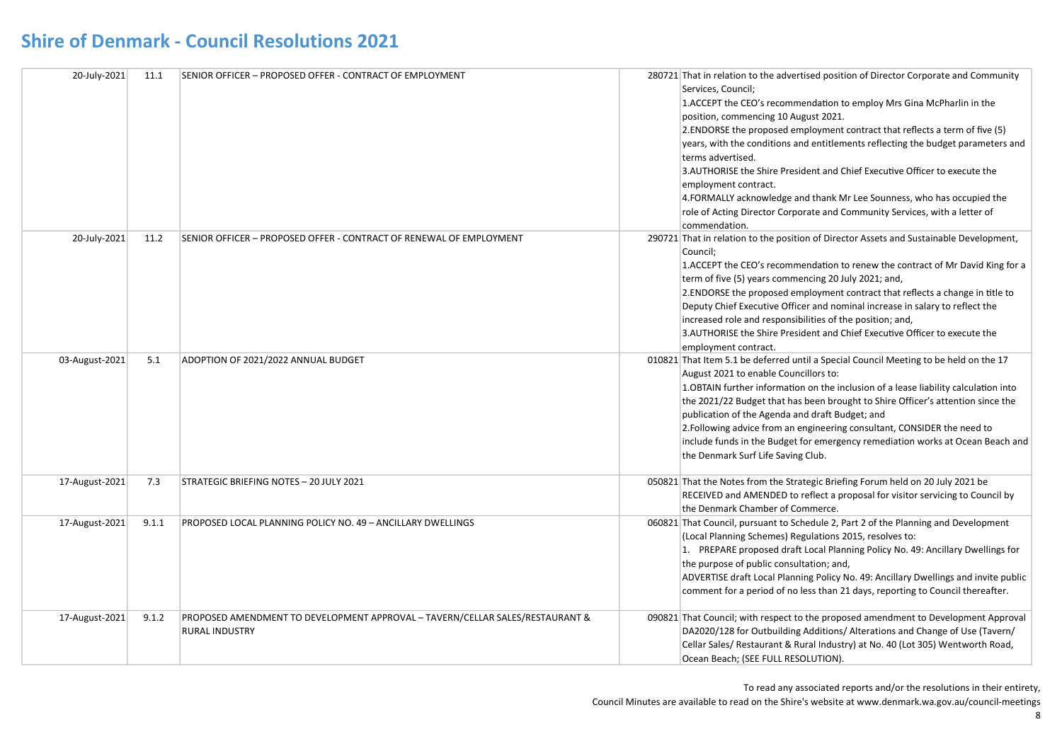# Shire of Denmark - Council Resolutions 2021

| | | | | |
|---|---|---|---|---|
| 20-July-2021 | 11.1 | SENIOR OFFICER – PROPOSED OFFER - CONTRACT OF EMPLOYMENT | 280721 | That in relation to the advertised position of Director Corporate and Community Services, Council;<br>1.ACCEPT the CEO's recommendation to employ Mrs Gina McPharlin in the position, commencing 10 August 2021.<br>2.ENDORSE the proposed employment contract that reflects a term of five (5) years, with the conditions and entitlements reflecting the budget parameters and terms advertised.<br>3.AUTHORISE the Shire President and Chief Executive Officer to execute the employment contract.<br>4.FORMALLY acknowledge and thank Mr Lee Sounness, who has occupied the role of Acting Director Corporate and Community Services, with a letter of commendation. |
| 20-July-2021 | 11.2 | SENIOR OFFICER – PROPOSED OFFER - CONTRACT OF RENEWAL OF EMPLOYMENT | 290721 | That in relation to the position of Director Assets and Sustainable Development, Council;<br>1.ACCEPT the CEO's recommendation to renew the contract of Mr David King for a term of five (5) years commencing 20 July 2021; and,<br>2.ENDORSE the proposed employment contract that reflects a change in title to Deputy Chief Executive Officer and nominal increase in salary to reflect the increased role and responsibilities of the position; and,<br>3.AUTHORISE the Shire President and Chief Executive Officer to execute the employment contract. |
| 03-August-2021 | 5.1 | ADOPTION OF 2021/2022 ANNUAL BUDGET | 010821 | That Item 5.1 be deferred until a Special Council Meeting to be held on the 17 August 2021 to enable Councillors to:<br>1.OBTAIN further information on the inclusion of a lease liability calculation into the 2021/22 Budget that has been brought to Shire Officer's attention since the publication of the Agenda and draft Budget; and<br>2.Following advice from an engineering consultant, CONSIDER the need to include funds in the Budget for emergency remediation works at Ocean Beach and the Denmark Surf Life Saving Club. |
| 17-August-2021 | 7.3 | STRATEGIC BRIEFING NOTES – 20 JULY 2021 | 050821 | That the Notes from the Strategic Briefing Forum held on 20 July 2021 be RECEIVED and AMENDED to reflect a proposal for visitor servicing to Council by the Denmark Chamber of Commerce. |
| 17-August-2021 | 9.1.1 | PROPOSED LOCAL PLANNING POLICY NO. 49 – ANCILLARY DWELLINGS | 060821 | That Council, pursuant to Schedule 2, Part 2 of the Planning and Development (Local Planning Schemes) Regulations 2015, resolves to:<br>1. PREPARE proposed draft Local Planning Policy No. 49: Ancillary Dwellings for the purpose of public consultation; and,<br>ADVERTISE draft Local Planning Policy No. 49: Ancillary Dwellings and invite public comment for a period of no less than 21 days, reporting to Council thereafter. |
| 17-August-2021 | 9.1.2 | PROPOSED AMENDMENT TO DEVELOPMENT APPROVAL – TAVERN/CELLAR SALES/RESTAURANT & RURAL INDUSTRY | 090821 | That Council; with respect to the proposed amendment to Development Approval DA2020/128 for Outbuilding Additions/ Alterations and Change of Use (Tavern/ Cellar Sales/ Restaurant & Rural Industry) at No. 40 (Lot 305) Wentworth Road, Ocean Beach; (SEE FULL RESOLUTION). |

To read any associated reports and/or the resolutions in their entirety,
Council Minutes are available to read on the Shire's website at www.denmark.wa.gov.au/council-meetings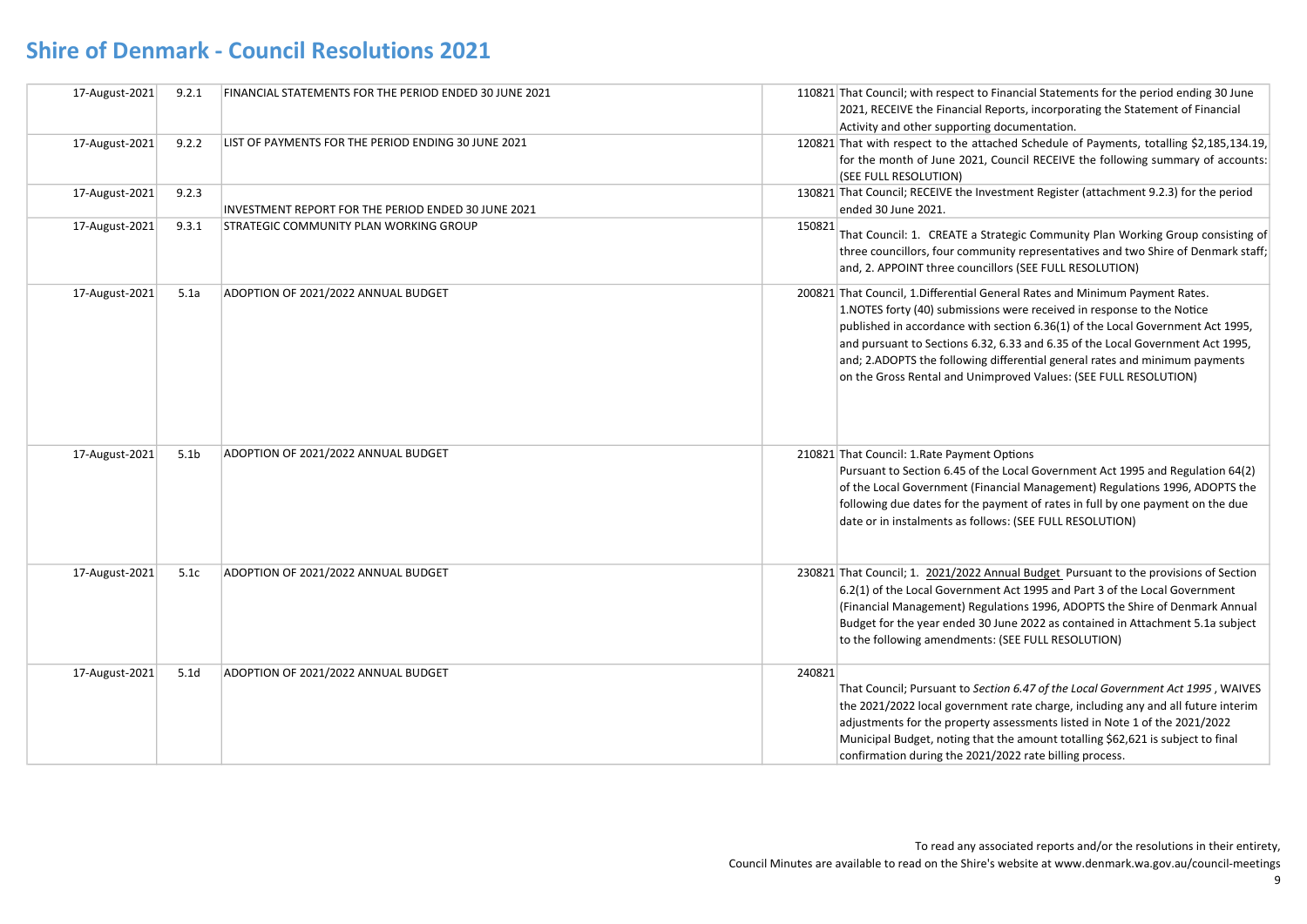# Shire of Denmark - Council Resolutions 2021

| | | | | |
|---|---|---|---|---|
| 17-August-2021 | 9.2.1 | FINANCIAL STATEMENTS FOR THE PERIOD ENDED 30 JUNE 2021 | 110821 | That Council; with respect to Financial Statements for the period ending 30 June 2021, RECEIVE the Financial Reports, incorporating the Statement of Financial Activity and other supporting documentation. |
| 17-August-2021 | 9.2.2 | LIST OF PAYMENTS FOR THE PERIOD ENDING 30 JUNE 2021 | 120821 | That with respect to the attached Schedule of Payments, totalling $2,185,134.19, for the month of June 2021, Council RECEIVE the following summary of accounts: (SEE FULL RESOLUTION) |
| 17-August-2021 | 9.2.3 | INVESTMENT REPORT FOR THE PERIOD ENDED 30 JUNE 2021 | 130821 | That Council; RECEIVE the Investment Register (attachment 9.2.3) for the period ended 30 June 2021. |
| 17-August-2021 | 9.3.1 | STRATEGIC COMMUNITY PLAN WORKING GROUP | 150821 | That Council: 1. CREATE a Strategic Community Plan Working Group consisting of three councillors, four community representatives and two Shire of Denmark staff; and, 2. APPOINT three councillors (SEE FULL RESOLUTION) |
| 17-August-2021 | 5.1a | ADOPTION OF 2021/2022 ANNUAL BUDGET | 200821 | That Council, 1.Differential General Rates and Minimum Payment Rates. 1.NOTES forty (40) submissions were received in response to the Notice published in accordance with section 6.36(1) of the Local Government Act 1995, and pursuant to Sections 6.32, 6.33 and 6.35 of the Local Government Act 1995, and; 2.ADOPTS the following differential general rates and minimum payments on the Gross Rental and Unimproved Values: (SEE FULL RESOLUTION) |
| 17-August-2021 | 5.1b | ADOPTION OF 2021/2022 ANNUAL BUDGET | 210821 | That Council: 1.Rate Payment Options Pursuant to Section 6.45 of the Local Government Act 1995 and Regulation 64(2) of the Local Government (Financial Management) Regulations 1996, ADOPTS the following due dates for the payment of rates in full by one payment on the due date or in instalments as follows: (SEE FULL RESOLUTION) |
| 17-August-2021 | 5.1c | ADOPTION OF 2021/2022 ANNUAL BUDGET | 230821 | That Council; 1. 2021/2022 Annual Budget Pursuant to the provisions of Section 6.2(1) of the Local Government Act 1995 and Part 3 of the Local Government (Financial Management) Regulations 1996, ADOPTS the Shire of Denmark Annual Budget for the year ended 30 June 2022 as contained in Attachment 5.1a subject to the following amendments: (SEE FULL RESOLUTION) |
| 17-August-2021 | 5.1d | ADOPTION OF 2021/2022 ANNUAL BUDGET | 240821 | That Council; Pursuant to *Section 6.47 of the Local Government Act 1995* , WAIVES the 2021/2022 local government rate charge, including any and all future interim adjustments for the property assessments listed in Note 1 of the 2021/2022 Municipal Budget, noting that the amount totalling $62,621 is subject to final confirmation during the 2021/2022 rate billing process. |

To read any associated reports and/or the resolutions in their entirety,
Council Minutes are available to read on the Shire's website at www.denmark.wa.gov.au/council-meetings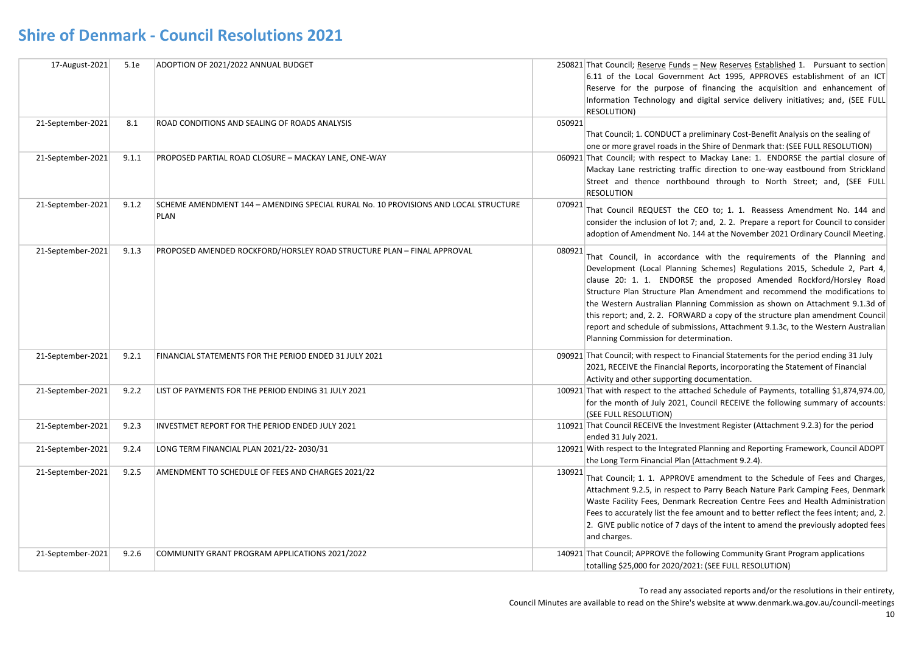# Shire of Denmark - Council Resolutions 2021

| | | | | |
|---|---|---|---|---|
| 17-August-2021 | 5.1e | ADOPTION OF 2021/2022 ANNUAL BUDGET | 250821 | That Council; Reserve Funds – New Reserves Established 1. Pursuant to section 6.11 of the Local Government Act 1995, APPROVES establishment of an ICT Reserve for the purpose of financing the acquisition and enhancement of Information Technology and digital service delivery initiatives; and, (SEE FULL RESOLUTION) |
| 21-September-2021 | 8.1 | ROAD CONDITIONS AND SEALING OF ROADS ANALYSIS | 050921 | That Council; 1. CONDUCT a preliminary Cost-Benefit Analysis on the sealing of one or more gravel roads in the Shire of Denmark that: (SEE FULL RESOLUTION) |
| 21-September-2021 | 9.1.1 | PROPOSED PARTIAL ROAD CLOSURE – MACKAY LANE, ONE-WAY | 060921 | That Council; with respect to Mackay Lane: 1. ENDORSE the partial closure of Mackay Lane restricting traffic direction to one-way eastbound from Strickland Street and thence northbound through to North Street; and, (SEE FULL RESOLUTION |
| 21-September-2021 | 9.1.2 | SCHEME AMENDMENT 144 – AMENDING SPECIAL RURAL No. 10 PROVISIONS AND LOCAL STRUCTURE PLAN | 070921 | That Council REQUEST the CEO to; 1. 1. Reassess Amendment No. 144 and consider the inclusion of lot 7; and, 2. 2. Prepare a report for Council to consider adoption of Amendment No. 144 at the November 2021 Ordinary Council Meeting. |
| 21-September-2021 | 9.1.3 | PROPOSED AMENDED ROCKFORD/HORSLEY ROAD STRUCTURE PLAN – FINAL APPROVAL | 080921 | That Council, in accordance with the requirements of the Planning and Development (Local Planning Schemes) Regulations 2015, Schedule 2, Part 4, clause 20: 1. 1. ENDORSE the proposed Amended Rockford/Horsley Road Structure Plan Structure Plan Amendment and recommend the modifications to the Western Australian Planning Commission as shown on Attachment 9.1.3d of this report; and, 2. 2. FORWARD a copy of the structure plan amendment Council report and schedule of submissions, Attachment 9.1.3c, to the Western Australian Planning Commission for determination. |
| 21-September-2021 | 9.2.1 | FINANCIAL STATEMENTS FOR THE PERIOD ENDED 31 JULY 2021 | 090921 | That Council; with respect to Financial Statements for the period ending 31 July 2021, RECEIVE the Financial Reports, incorporating the Statement of Financial Activity and other supporting documentation. |
| 21-September-2021 | 9.2.2 | LIST OF PAYMENTS FOR THE PERIOD ENDING 31 JULY 2021 | 100921 | That with respect to the attached Schedule of Payments, totalling $1,874,974.00, for the month of July 2021, Council RECEIVE the following summary of accounts: (SEE FULL RESOLUTION) |
| 21-September-2021 | 9.2.3 | INVESTMET REPORT FOR THE PERIOD ENDED JULY 2021 | 110921 | That Council RECEIVE the Investment Register (Attachment 9.2.3) for the period ended 31 July 2021. |
| 21-September-2021 | 9.2.4 | LONG TERM FINANCIAL PLAN 2021/22- 2030/31 | 120921 | With respect to the Integrated Planning and Reporting Framework, Council ADOPT the Long Term Financial Plan (Attachment 9.2.4). |
| 21-September-2021 | 9.2.5 | AMENDMENT TO SCHEDULE OF FEES AND CHARGES 2021/22 | 130921 | That Council; 1. 1. APPROVE amendment to the Schedule of Fees and Charges, Attachment 9.2.5, in respect to Parry Beach Nature Park Camping Fees, Denmark Waste Facility Fees, Denmark Recreation Centre Fees and Health Administration Fees to accurately list the fee amount and to better reflect the fees intent; and, 2. 2. GIVE public notice of 7 days of the intent to amend the previously adopted fees and charges. |
| 21-September-2021 | 9.2.6 | COMMUNITY GRANT PROGRAM APPLICATIONS 2021/2022 | 140921 | That Council; APPROVE the following Community Grant Program applications totalling $25,000 for 2020/2021: (SEE FULL RESOLUTION) |

To read any associated reports and/or the resolutions in their entirety,
Council Minutes are available to read on the Shire's website at www.denmark.wa.gov.au/council-meetings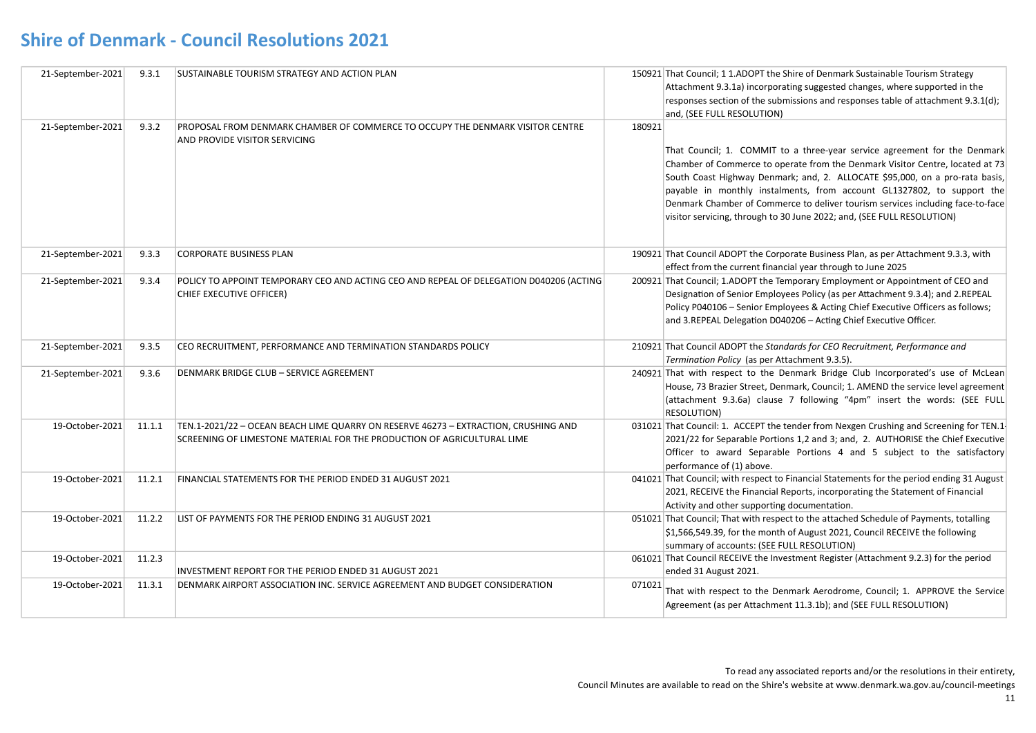# Shire of Denmark - Council Resolutions 2021

| | | | | |
|---|---|---|---|---|
| 21-September-2021 | 9.3.1 | SUSTAINABLE TOURISM STRATEGY AND ACTION PLAN | 150921 | That Council; 1 1.ADOPT the Shire of Denmark Sustainable Tourism Strategy Attachment 9.3.1a) incorporating suggested changes, where supported in the responses section of the submissions and responses table of attachment 9.3.1(d); and, (SEE FULL RESOLUTION) |
| 21-September-2021 | 9.3.2 | PROPOSAL FROM DENMARK CHAMBER OF COMMERCE TO OCCUPY THE DENMARK VISITOR CENTRE AND PROVIDE VISITOR SERVICING | 180921 | That Council; 1. COMMIT to a three-year service agreement for the Denmark Chamber of Commerce to operate from the Denmark Visitor Centre, located at 73 South Coast Highway Denmark; and, 2. ALLOCATE $95,000, on a pro-rata basis, payable in monthly instalments, from account GL1327802, to support the Denmark Chamber of Commerce to deliver tourism services including face-to-face visitor servicing, through to 30 June 2022; and, (SEE FULL RESOLUTION) |
| 21-September-2021 | 9.3.3 | CORPORATE BUSINESS PLAN | 190921 | That Council ADOPT the Corporate Business Plan, as per Attachment 9.3.3, with effect from the current financial year through to June 2025 |
| 21-September-2021 | 9.3.4 | POLICY TO APPOINT TEMPORARY CEO AND ACTING CEO AND REPEAL OF DELEGATION D040206 (ACTING CHIEF EXECUTIVE OFFICER) | 200921 | That Council; 1.ADOPT the Temporary Employment or Appointment of CEO and Designation of Senior Employees Policy (as per Attachment 9.3.4); and 2.REPEAL Policy P040106 – Senior Employees & Acting Chief Executive Officers as follows; and 3.REPEAL Delegation D040206 – Acting Chief Executive Officer. |
| 21-September-2021 | 9.3.5 | CEO RECRUITMENT, PERFORMANCE AND TERMINATION STANDARDS POLICY | 210921 | That Council ADOPT the *Standards for CEO Recruitment, Performance and Termination Policy* (as per Attachment 9.3.5). |
| 21-September-2021 | 9.3.6 | DENMARK BRIDGE CLUB – SERVICE AGREEMENT | 240921 | That with respect to the Denmark Bridge Club Incorporated's use of McLean House, 73 Brazier Street, Denmark, Council; 1. AMEND the service level agreement (attachment 9.3.6a) clause 7 following "4pm" insert the words: (SEE FULL RESOLUTION) |
| 19-October-2021 | 11.1.1 | TEN.1-2021/22 – OCEAN BEACH LIME QUARRY ON RESERVE 46273 – EXTRACTION, CRUSHING AND SCREENING OF LIMESTONE MATERIAL FOR THE PRODUCTION OF AGRICULTURAL LIME | 031021 | That Council: 1. ACCEPT the tender from Nexgen Crushing and Screening for TEN.1-2021/22 for Separable Portions 1,2 and 3; and, 2. AUTHORISE the Chief Executive Officer to award Separable Portions 4 and 5 subject to the satisfactory performance of (1) above. |
| 19-October-2021 | 11.2.1 | FINANCIAL STATEMENTS FOR THE PERIOD ENDED 31 AUGUST 2021 | 041021 | That Council; with respect to Financial Statements for the period ending 31 August 2021, RECEIVE the Financial Reports, incorporating the Statement of Financial Activity and other supporting documentation. |
| 19-October-2021 | 11.2.2 | LIST OF PAYMENTS FOR THE PERIOD ENDING 31 AUGUST 2021 | 051021 | That Council; That with respect to the attached Schedule of Payments, totalling $1,566,549.39, for the month of August 2021, Council RECEIVE the following summary of accounts: (SEE FULL RESOLUTION) |
| 19-October-2021 | 11.2.3 | INVESTMENT REPORT FOR THE PERIOD ENDED 31 AUGUST 2021 | 061021 | That Council RECEIVE the Investment Register (Attachment 9.2.3) for the period ended 31 August 2021. |
| 19-October-2021 | 11.3.1 | DENMARK AIRPORT ASSOCIATION INC. SERVICE AGREEMENT AND BUDGET CONSIDERATION | 071021 | That with respect to the Denmark Aerodrome, Council; 1. APPROVE the Service Agreement (as per Attachment 11.3.1b); and (SEE FULL RESOLUTION) |

To read any associated reports and/or the resolutions in their entirety,
Council Minutes are available to read on the Shire's website at www.denmark.wa.gov.au/council-meetings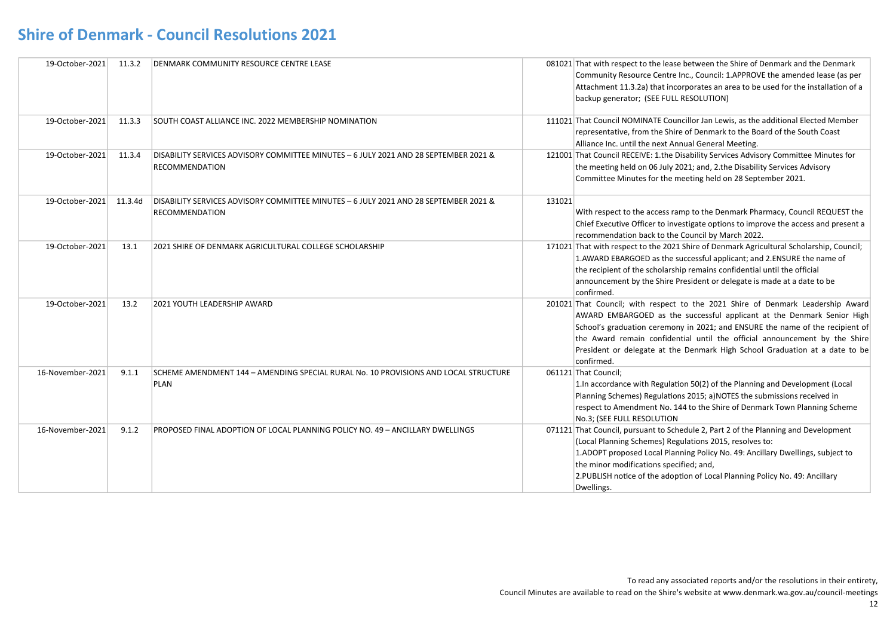# Shire of Denmark - Council Resolutions 2021

| | | | | |
|---|---|---|---|---|
| 19-October-2021 | 11.3.2 | DENMARK COMMUNITY RESOURCE CENTRE LEASE | 081021 | That with respect to the lease between the Shire of Denmark and the Denmark Community Resource Centre Inc., Council: 1.APPROVE the amended lease (as per Attachment 11.3.2a) that incorporates an area to be used for the installation of a backup generator; (SEE FULL RESOLUTION) |
| 19-October-2021 | 11.3.3 | SOUTH COAST ALLIANCE INC. 2022 MEMBERSHIP NOMINATION | 111021 | That Council NOMINATE Councillor Jan Lewis, as the additional Elected Member representative, from the Shire of Denmark to the Board of the South Coast Alliance Inc. until the next Annual General Meeting. |
| 19-October-2021 | 11.3.4 | DISABILITY SERVICES ADVISORY COMMITTEE MINUTES – 6 JULY 2021 AND 28 SEPTEMBER 2021 & RECOMMENDATION | 121001 | That Council RECEIVE: 1.the Disability Services Advisory Committee Minutes for the meeting held on 06 July 2021; and, 2.the Disability Services Advisory Committee Minutes for the meeting held on 28 September 2021. |
| 19-October-2021 | 11.3.4d | DISABILITY SERVICES ADVISORY COMMITTEE MINUTES – 6 JULY 2021 AND 28 SEPTEMBER 2021 & RECOMMENDATION | 131021 | With respect to the access ramp to the Denmark Pharmacy, Council REQUEST the Chief Executive Officer to investigate options to improve the access and present a recommendation back to the Council by March 2022. |
| 19-October-2021 | 13.1 | 2021 SHIRE OF DENMARK AGRICULTURAL COLLEGE SCHOLARSHIP | 171021 | That with respect to the 2021 Shire of Denmark Agricultural Scholarship, Council; 1.AWARD EBARGOED as the successful applicant; and 2.ENSURE the name of the recipient of the scholarship remains confidential until the official announcement by the Shire President or delegate is made at a date to be confirmed. |
| 19-October-2021 | 13.2 | 2021 YOUTH LEADERSHIP AWARD | 201021 | That Council; with respect to the 2021 Shire of Denmark Leadership Award AWARD EMBARGOED as the successful applicant at the Denmark Senior High School's graduation ceremony in 2021; and ENSURE the name of the recipient of the Award remain confidential until the official announcement by the Shire President or delegate at the Denmark High School Graduation at a date to be confirmed. |
| 16-November-2021 | 9.1.1 | SCHEME AMENDMENT 144 – AMENDING SPECIAL RURAL No. 10 PROVISIONS AND LOCAL STRUCTURE PLAN | 061121 | That Council; 1.In accordance with Regulation 50(2) of the Planning and Development (Local Planning Schemes) Regulations 2015; a)NOTES the submissions received in respect to Amendment No. 144 to the Shire of Denmark Town Planning Scheme No.3; (SEE FULL RESOLUTION |
| 16-November-2021 | 9.1.2 | PROPOSED FINAL ADOPTION OF LOCAL PLANNING POLICY NO. 49 – ANCILLARY DWELLINGS | 071121 | That Council, pursuant to Schedule 2, Part 2 of the Planning and Development (Local Planning Schemes) Regulations 2015, resolves to: 1.ADOPT proposed Local Planning Policy No. 49: Ancillary Dwellings, subject to the minor modifications specified; and, 2.PUBLISH notice of the adoption of Local Planning Policy No. 49: Ancillary Dwellings. |

To read any associated reports and/or the resolutions in their entirety,
Council Minutes are available to read on the Shire's website at www.denmark.wa.gov.au/council-meetings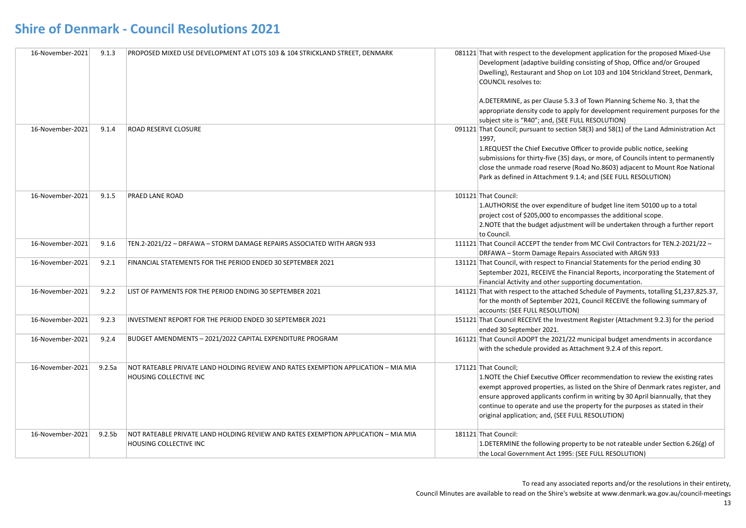# Shire of Denmark - Council Resolutions 2021

| | | | | |
|---|---|---|---|---|
| 16-November-2021 | 9.1.3 | PROPOSED MIXED USE DEVELOPMENT AT LOTS 103 & 104 STRICKLAND STREET, DENMARK | 081121 | That with respect to the development application for the proposed Mixed-Use Development (adaptive building consisting of Shop, Office and/or Grouped Dwelling), Restaurant and Shop on Lot 103 and 104 Strickland Street, Denmark, COUNCIL resolves to:<br><br>A.DETERMINE, as per Clause 5.3.3 of Town Planning Scheme No. 3, that the appropriate density code to apply for development requirement purposes for the subject site is "R40"; and, (SEE FULL RESOLUTION) |
| 16-November-2021 | 9.1.4 | ROAD RESERVE CLOSURE | 091121 | That Council; pursuant to section 58(3) and 58(1) of the Land Administration Act 1997,<br>1.REQUEST the Chief Executive Officer to provide public notice, seeking submissions for thirty-five (35) days, or more, of Councils intent to permanently close the unmade road reserve (Road No.8603) adjacent to Mount Roe National Park as defined in Attachment 9.1.4; and (SEE FULL RESOLUTION) |
| 16-November-2021 | 9.1.5 | PRAED LANE ROAD | 101121 | That Council:<br>1.AUTHORISE the over expenditure of budget line item 50100 up to a total project cost of $205,000 to encompasses the additional scope.<br>2.NOTE that the budget adjustment will be undertaken through a further report to Council. |
| 16-November-2021 | 9.1.6 | TEN.2-2021/22 – DRFAWA – STORM DAMAGE REPAIRS ASSOCIATED WITH ARGN 933 | 111121 | That Council ACCEPT the tender from MC Civil Contractors for TEN.2-2021/22 – DRFAWA – Storm Damage Repairs Associated with ARGN 933 |
| 16-November-2021 | 9.2.1 | FINANCIAL STATEMENTS FOR THE PERIOD ENDED 30 SEPTEMBER 2021 | 131121 | That Council, with respect to Financial Statements for the period ending 30 September 2021, RECEIVE the Financial Reports, incorporating the Statement of Financial Activity and other supporting documentation. |
| 16-November-2021 | 9.2.2 | LIST OF PAYMENTS FOR THE PERIOD ENDING 30 SEPTEMBER 2021 | 141121 | That with respect to the attached Schedule of Payments, totalling $1,237,825.37, for the month of September 2021, Council RECEIVE the following summary of accounts: (SEE FULL RESOLUTION) |
| 16-November-2021 | 9.2.3 | INVESTMENT REPORT FOR THE PERIOD ENDED 30 SEPTEMBER 2021 | 151121 | That Council RECEIVE the Investment Register (Attachment 9.2.3) for the period ended 30 September 2021. |
| 16-November-2021 | 9.2.4 | BUDGET AMENDMENTS – 2021/2022 CAPITAL EXPENDITURE PROGRAM | 161121 | That Council ADOPT the 2021/22 municipal budget amendments in accordance with the schedule provided as Attachment 9.2.4 of this report. |
| 16-November-2021 | 9.2.5a | NOT RATEABLE PRIVATE LAND HOLDING REVIEW AND RATES EXEMPTION APPLICATION – MIA MIA HOUSING COLLECTIVE INC | 171121 | That Council;<br>1.NOTE the Chief Executive Officer recommendation to review the existing rates exempt approved properties, as listed on the Shire of Denmark rates register, and ensure approved applicants confirm in writing by 30 April biannually, that they continue to operate and use the property for the purposes as stated in their original application; and, (SEE FULL RESOLUTION) |
| 16-November-2021 | 9.2.5b | NOT RATEABLE PRIVATE LAND HOLDING REVIEW AND RATES EXEMPTION APPLICATION – MIA MIA HOUSING COLLECTIVE INC | 181121 | That Council:<br>1.DETERMINE the following property to be not rateable under Section 6.26(g) of the Local Government Act 1995: (SEE FULL RESOLUTION) |

To read any associated reports and/or the resolutions in their entirety,
Council Minutes are available to read on the Shire's website at www.denmark.wa.gov.au/council-meetings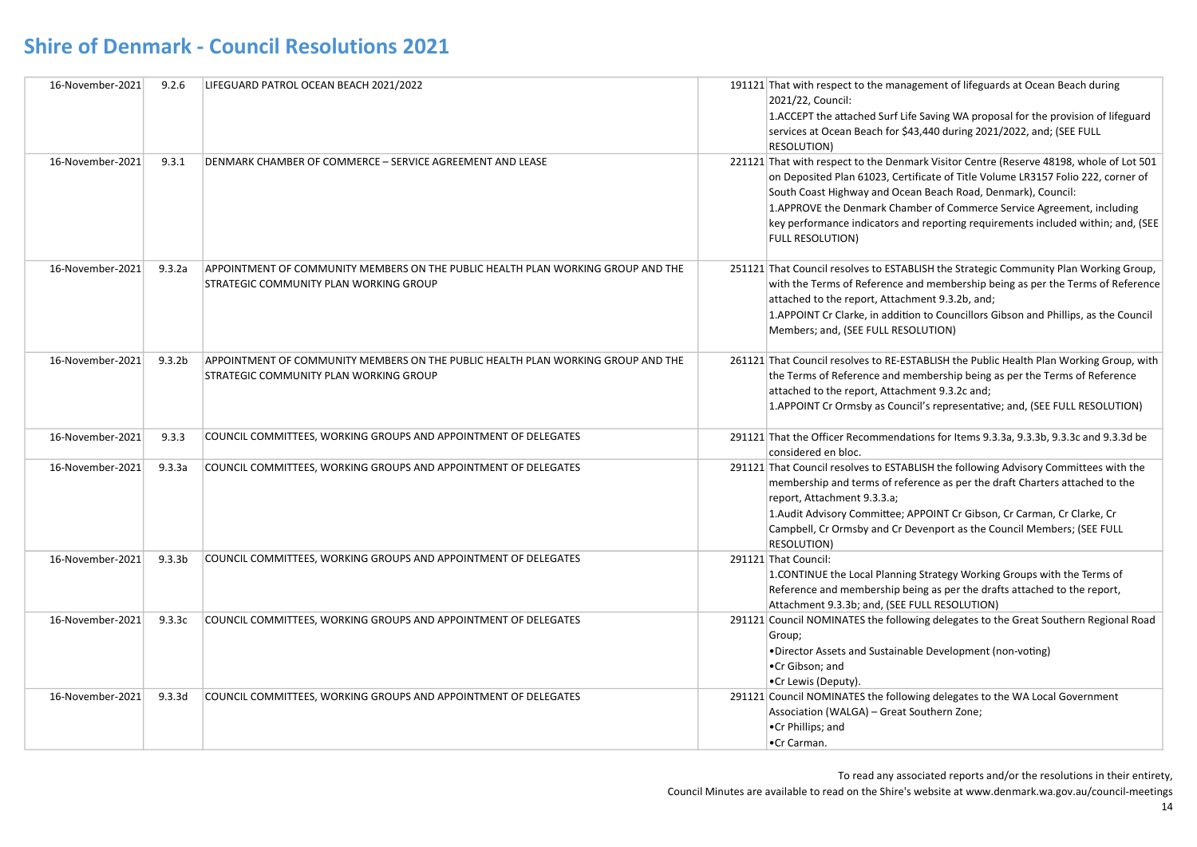# Shire of Denmark - Council Resolutions 2021

| | | | | |
|---|---|---|---|---|
| 16-November-2021 | 9.2.6 | LIFEGUARD PATROL OCEAN BEACH 2021/2022 | 191121 | That with respect to the management of lifeguards at Ocean Beach during 2021/22, Council:<br>1.ACCEPT the attached Surf Life Saving WA proposal for the provision of lifeguard services at Ocean Beach for $43,440 during 2021/2022, and; (SEE FULL RESOLUTION) |
| 16-November-2021 | 9.3.1 | DENMARK CHAMBER OF COMMERCE – SERVICE AGREEMENT AND LEASE | 221121 | That with respect to the Denmark Visitor Centre (Reserve 48198, whole of Lot 501 on Deposited Plan 61023, Certificate of Title Volume LR3157 Folio 222, corner of South Coast Highway and Ocean Beach Road, Denmark), Council:<br>1.APPROVE the Denmark Chamber of Commerce Service Agreement, including key performance indicators and reporting requirements included within; and, (SEE FULL RESOLUTION) |
| 16-November-2021 | 9.3.2a | APPOINTMENT OF COMMUNITY MEMBERS ON THE PUBLIC HEALTH PLAN WORKING GROUP AND THE STRATEGIC COMMUNITY PLAN WORKING GROUP | 251121 | That Council resolves to ESTABLISH the Strategic Community Plan Working Group, with the Terms of Reference and membership being as per the Terms of Reference attached to the report, Attachment 9.3.2b, and;<br>1.APPOINT Cr Clarke, in addition to Councillors Gibson and Phillips, as the Council Members; and, (SEE FULL RESOLUTION) |
| 16-November-2021 | 9.3.2b | APPOINTMENT OF COMMUNITY MEMBERS ON THE PUBLIC HEALTH PLAN WORKING GROUP AND THE STRATEGIC COMMUNITY PLAN WORKING GROUP | 261121 | That Council resolves to RE-ESTABLISH the Public Health Plan Working Group, with the Terms of Reference and membership being as per the Terms of Reference attached to the report, Attachment 9.3.2c and;<br>1.APPOINT Cr Ormsby as Council's representative; and, (SEE FULL RESOLUTION) |
| 16-November-2021 | 9.3.3 | COUNCIL COMMITTEES, WORKING GROUPS AND APPOINTMENT OF DELEGATES | 291121 | That the Officer Recommendations for Items 9.3.3a, 9.3.3b, 9.3.3c and 9.3.3d be considered en bloc. |
| 16-November-2021 | 9.3.3a | COUNCIL COMMITTEES, WORKING GROUPS AND APPOINTMENT OF DELEGATES | 291121 | That Council resolves to ESTABLISH the following Advisory Committees with the membership and terms of reference as per the draft Charters attached to the report, Attachment 9.3.3.a;<br>1.Audit Advisory Committee; APPOINT Cr Gibson, Cr Carman, Cr Clarke, Cr Campbell, Cr Ormsby and Cr Devenport as the Council Members; (SEE FULL RESOLUTION) |
| 16-November-2021 | 9.3.3b | COUNCIL COMMITTEES, WORKING GROUPS AND APPOINTMENT OF DELEGATES | 291121 | That Council:<br>1.CONTINUE the Local Planning Strategy Working Groups with the Terms of Reference and membership being as per the drafts attached to the report, Attachment 9.3.3b; and, (SEE FULL RESOLUTION) |
| 16-November-2021 | 9.3.3c | COUNCIL COMMITTEES, WORKING GROUPS AND APPOINTMENT OF DELEGATES | 291121 | Council NOMINATES the following delegates to the Great Southern Regional Road Group;<br>•Director Assets and Sustainable Development (non-voting)<br>•Cr Gibson; and<br>•Cr Lewis (Deputy). |
| 16-November-2021 | 9.3.3d | COUNCIL COMMITTEES, WORKING GROUPS AND APPOINTMENT OF DELEGATES | 291121 | Council NOMINATES the following delegates to the WA Local Government Association (WALGA) – Great Southern Zone;<br>•Cr Phillips; and<br>•Cr Carman. |

To read any associated reports and/or the resolutions in their entirety,
Council Minutes are available to read on the Shire's website at www.denmark.wa.gov.au/council-meetings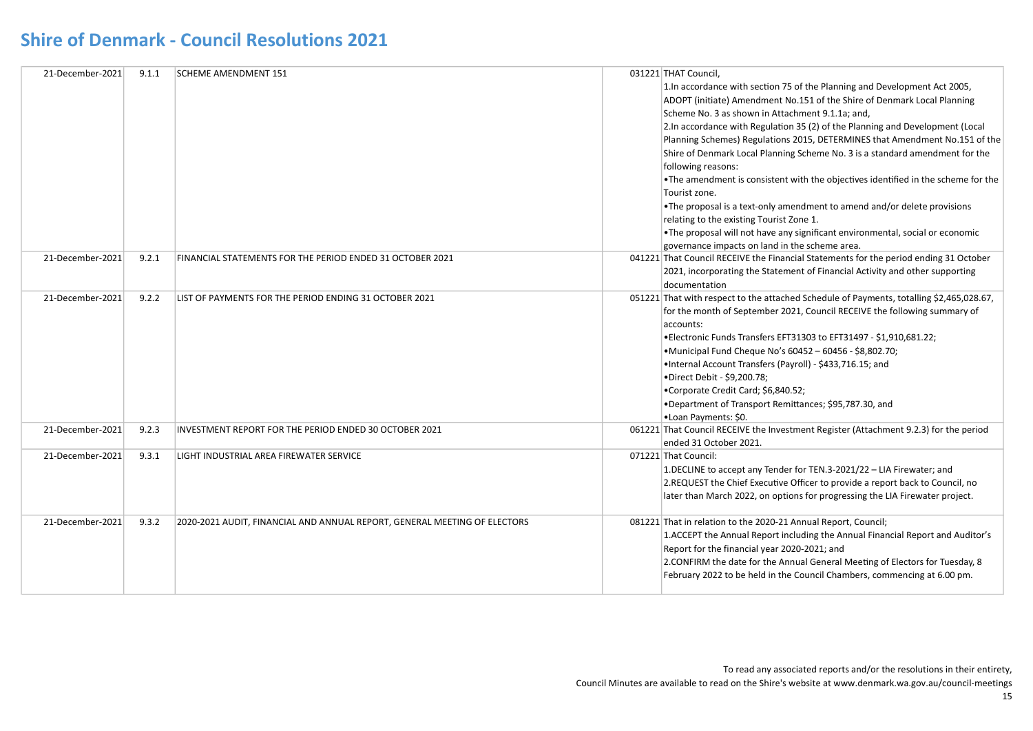# Shire of Denmark - Council Resolutions 2021

| | | | | |
|---|---|---|---|---|
| 21-December-2021 | 9.1.1 | SCHEME AMENDMENT 151 | 031221 | THAT Council,<br>1.In accordance with section 75 of the Planning and Development Act 2005, ADOPT (initiate) Amendment No.151 of the Shire of Denmark Local Planning Scheme No. 3 as shown in Attachment 9.1.1a; and,<br>2.In accordance with Regulation 35 (2) of the Planning and Development (Local Planning Schemes) Regulations 2015, DETERMINES that Amendment No.151 of the Shire of Denmark Local Planning Scheme No. 3 is a standard amendment for the following reasons:<br>•The amendment is consistent with the objectives identified in the scheme for the Tourist zone.<br>•The proposal is a text-only amendment to amend and/or delete provisions relating to the existing Tourist Zone 1.<br>•The proposal will not have any significant environmental, social or economic governance impacts on land in the scheme area. |
| 21-December-2021 | 9.2.1 | FINANCIAL STATEMENTS FOR THE PERIOD ENDED 31 OCTOBER 2021 | 041221 | That Council RECEIVE the Financial Statements for the period ending 31 October 2021, incorporating the Statement of Financial Activity and other supporting documentation |
| 21-December-2021 | 9.2.2 | LIST OF PAYMENTS FOR THE PERIOD ENDING 31 OCTOBER 2021 | 051221 | That with respect to the attached Schedule of Payments, totalling $2,465,028.67, for the month of September 2021, Council RECEIVE the following summary of accounts:<br>•Electronic Funds Transfers EFT31303 to EFT31497 - $1,910,681.22;<br>•Municipal Fund Cheque No's 60452 – 60456 - $8,802.70;<br>•Internal Account Transfers (Payroll) - $433,716.15; and<br>•Direct Debit - $9,200.78;<br>•Corporate Credit Card; $6,840.52;<br>•Department of Transport Remittances; $95,787.30, and<br>•Loan Payments: $0. |
| 21-December-2021 | 9.2.3 | INVESTMENT REPORT FOR THE PERIOD ENDED 30 OCTOBER 2021 | 061221 | That Council RECEIVE the Investment Register (Attachment 9.2.3) for the period ended 31 October 2021. |
| 21-December-2021 | 9.3.1 | LIGHT INDUSTRIAL AREA FIREWATER SERVICE | 071221 | That Council:<br>1.DECLINE to accept any Tender for TEN.3-2021/22 – LIA Firewater; and<br>2.REQUEST the Chief Executive Officer to provide a report back to Council, no later than March 2022, on options for progressing the LIA Firewater project. |
| 21-December-2021 | 9.3.2 | 2020-2021 AUDIT, FINANCIAL AND ANNUAL REPORT, GENERAL MEETING OF ELECTORS | 081221 | That in relation to the 2020-21 Annual Report, Council;<br>1.ACCEPT the Annual Report including the Annual Financial Report and Auditor's Report for the financial year 2020-2021; and<br>2.CONFIRM the date for the Annual General Meeting of Electors for Tuesday, 8 February 2022 to be held in the Council Chambers, commencing at 6.00 pm. |

To read any associated reports and/or the resolutions in their entirety,
Council Minutes are available to read on the Shire's website at www.denmark.wa.gov.au/council-meetings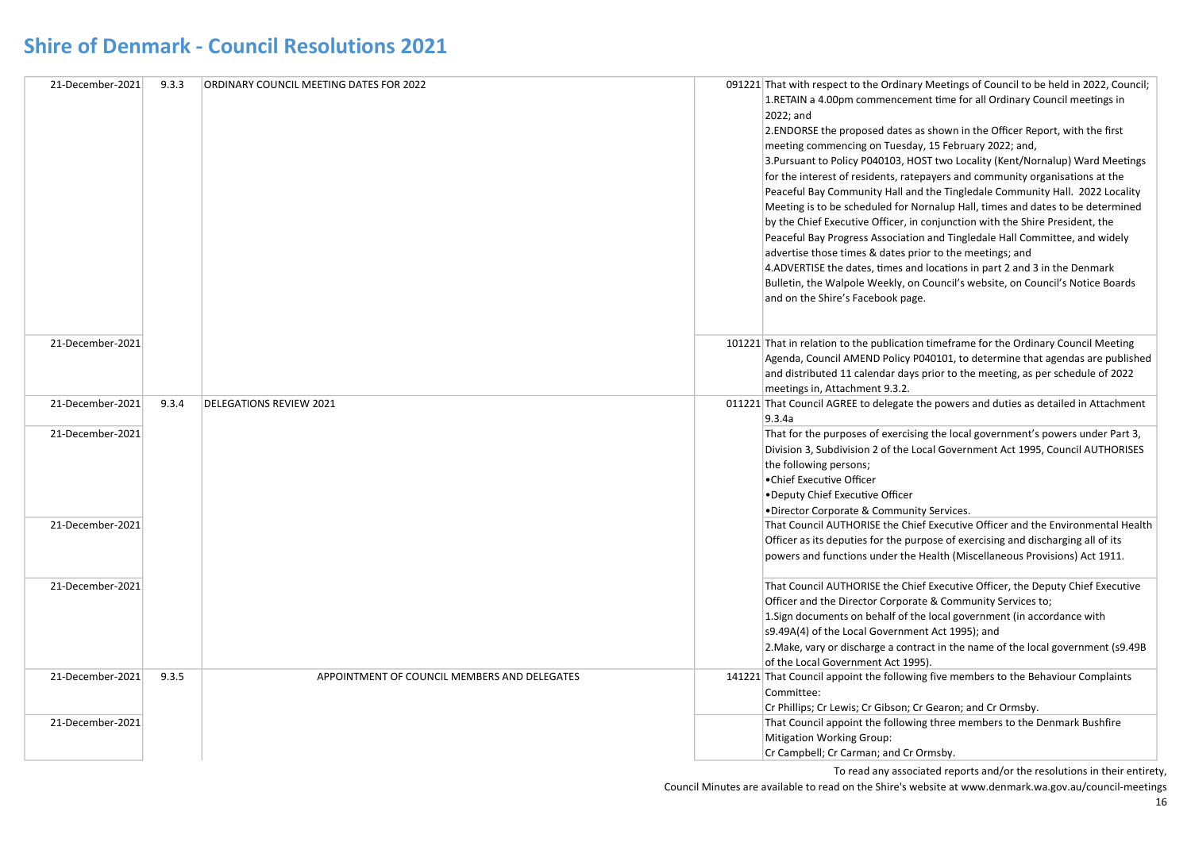# Shire of Denmark - Council Resolutions 2021

| Date | Item | Title | Resolution No. | Resolution |
|---|---|---|---|---|
| 21-December-2021 | 9.3.3 | ORDINARY COUNCIL MEETING DATES FOR 2022 | 091221 | That with respect to the Ordinary Meetings of Council to be held in 2022, Council;<br>1.RETAIN a 4.00pm commencement time for all Ordinary Council meetings in 2022; and<br>2.ENDORSE the proposed dates as shown in the Officer Report, with the first meeting commencing on Tuesday, 15 February 2022; and,<br>3.Pursuant to Policy P040103, HOST two Locality (Kent/Nornalup) Ward Meetings for the interest of residents, ratepayers and community organisations at the Peaceful Bay Community Hall and the Tingledale Community Hall. 2022 Locality Meeting is to be scheduled for Nornalup Hall, times and dates to be determined by the Chief Executive Officer, in conjunction with the Shire President, the Peaceful Bay Progress Association and Tingledale Hall Committee, and widely advertise those times & dates prior to the meetings; and<br>4.ADVERTISE the dates, times and locations in part 2 and 3 in the Denmark Bulletin, the Walpole Weekly, on Council's website, on Council's Notice Boards and on the Shire's Facebook page. |
| 21-December-2021 | | | 101221 | That in relation to the publication timeframe for the Ordinary Council Meeting Agenda, Council AMEND Policy P040101, to determine that agendas are published and distributed 11 calendar days prior to the meeting, as per schedule of 2022 meetings in, Attachment 9.3.2. |
| 21-December-2021 | 9.3.4 | DELEGATIONS REVIEW 2021 | 011221 | That Council AGREE to delegate the powers and duties as detailed in Attachment 9.3.4a |
| 21-December-2021 | | | | That for the purposes of exercising the local government's powers under Part 3, Division 3, Subdivision 2 of the Local Government Act 1995, Council AUTHORISES the following persons;<br>•Chief Executive Officer<br>•Deputy Chief Executive Officer<br>•Director Corporate & Community Services. |
| 21-December-2021 | | | | That Council AUTHORISE the Chief Executive Officer and the Environmental Health Officer as its deputies for the purpose of exercising and discharging all of its powers and functions under the Health (Miscellaneous Provisions) Act 1911. |
| 21-December-2021 | | | | That Council AUTHORISE the Chief Executive Officer, the Deputy Chief Executive Officer and the Director Corporate & Community Services to;<br>1.Sign documents on behalf of the local government (in accordance with s9.49A(4) of the Local Government Act 1995); and<br>2.Make, vary or discharge a contract in the name of the local government (s9.49B of the Local Government Act 1995). |
| 21-December-2021 | 9.3.5 | APPOINTMENT OF COUNCIL MEMBERS AND DELEGATES | 141221 | That Council appoint the following five members to the Behaviour Complaints Committee:<br>Cr Phillips; Cr Lewis; Cr Gibson; Cr Gearon; and Cr Ormsby. |
| 21-December-2021 | | | | That Council appoint the following three members to the Denmark Bushfire Mitigation Working Group:<br>Cr Campbell; Cr Carman; and Cr Ormsby. |

To read any associated reports and/or the resolutions in their entirety, Council Minutes are available to read on the Shire's website at www.denmark.wa.gov.au/council-meetings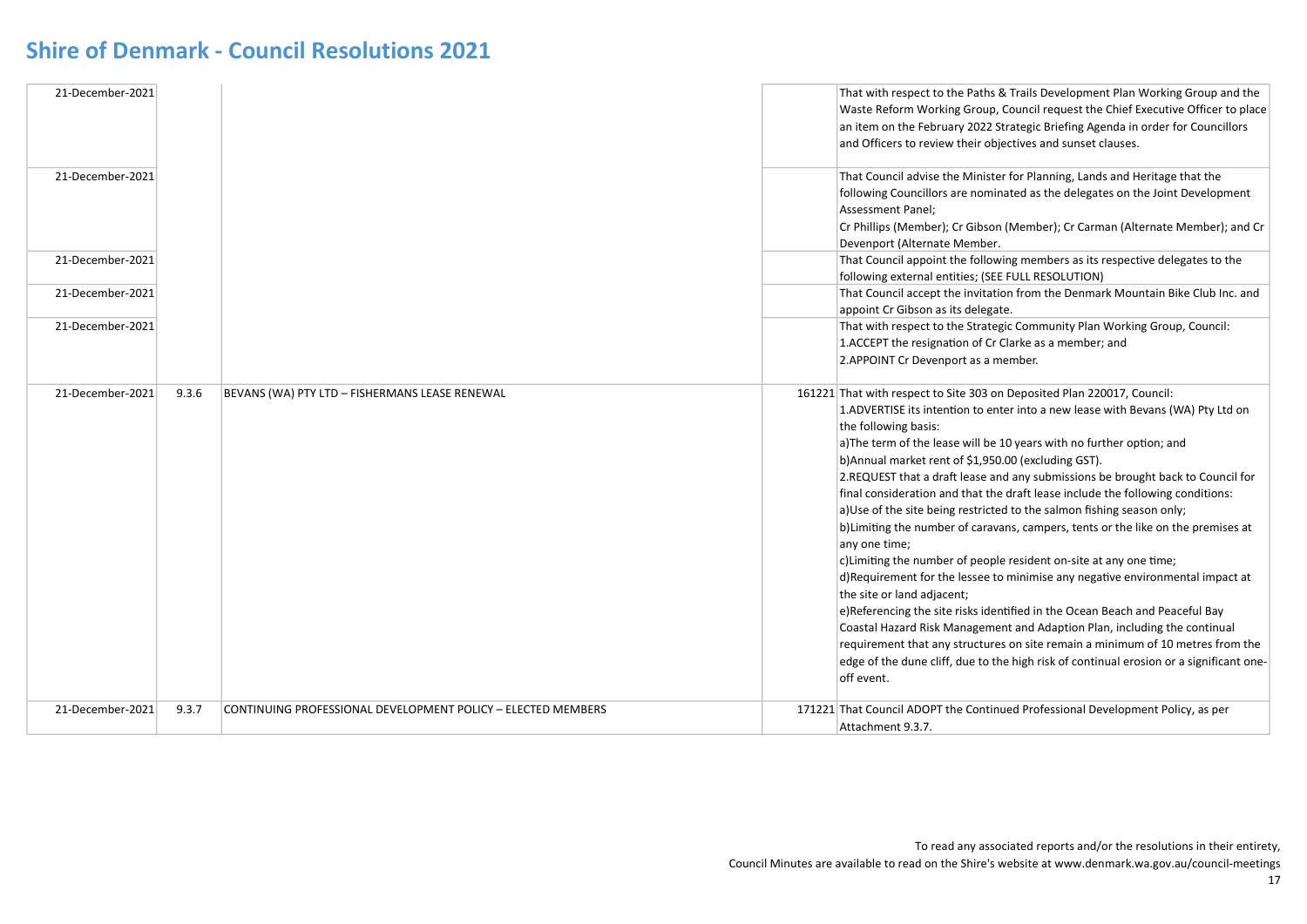# Shire of Denmark - Council Resolutions 2021

| | | | | |
|---|---|---|---|---|
| 21-December-2021 | | | | That with respect to the Paths & Trails Development Plan Working Group and the Waste Reform Working Group, Council request the Chief Executive Officer to place an item on the February 2022 Strategic Briefing Agenda in order for Councillors and Officers to review their objectives and sunset clauses. |
| 21-December-2021 | | | | That Council advise the Minister for Planning, Lands and Heritage that the following Councillors are nominated as the delegates on the Joint Development Assessment Panel;<br>Cr Phillips (Member); Cr Gibson (Member); Cr Carman (Alternate Member); and Cr Devenport (Alternate Member. |
| 21-December-2021 | | | | That Council appoint the following members as its respective delegates to the following external entities; (SEE FULL RESOLUTION) |
| 21-December-2021 | | | | That Council accept the invitation from the Denmark Mountain Bike Club Inc. and appoint Cr Gibson as its delegate. |
| 21-December-2021 | | | | That with respect to the Strategic Community Plan Working Group, Council:<br>1.ACCEPT the resignation of Cr Clarke as a member; and<br>2.APPOINT Cr Devenport as a member. |
| 21-December-2021 | 9.3.6 | BEVANS (WA) PTY LTD – FISHERMANS LEASE RENEWAL | 161221 | That with respect to Site 303 on Deposited Plan 220017, Council:<br>1.ADVERTISE its intention to enter into a new lease with Bevans (WA) Pty Ltd on the following basis:<br>a)The term of the lease will be 10 years with no further option; and<br>b)Annual market rent of $1,950.00 (excluding GST).<br>2.REQUEST that a draft lease and any submissions be brought back to Council for final consideration and that the draft lease include the following conditions:<br>a)Use of the site being restricted to the salmon fishing season only;<br>b)Limiting the number of caravans, campers, tents or the like on the premises at any one time;<br>c)Limiting the number of people resident on-site at any one time;<br>d)Requirement for the lessee to minimise any negative environmental impact at the site or land adjacent;<br>e)Referencing the site risks identified in the Ocean Beach and Peaceful Bay Coastal Hazard Risk Management and Adaption Plan, including the continual requirement that any structures on site remain a minimum of 10 metres from the edge of the dune cliff, due to the high risk of continual erosion or a significant one-off event. |
| 21-December-2021 | 9.3.7 | CONTINUING PROFESSIONAL DEVELOPMENT POLICY – ELECTED MEMBERS | 171221 | That Council ADOPT the Continued Professional Development Policy, as per Attachment 9.3.7. |

To read any associated reports and/or the resolutions in their entirety, Council Minutes are available to read on the Shire's website at www.denmark.wa.gov.au/council-meetings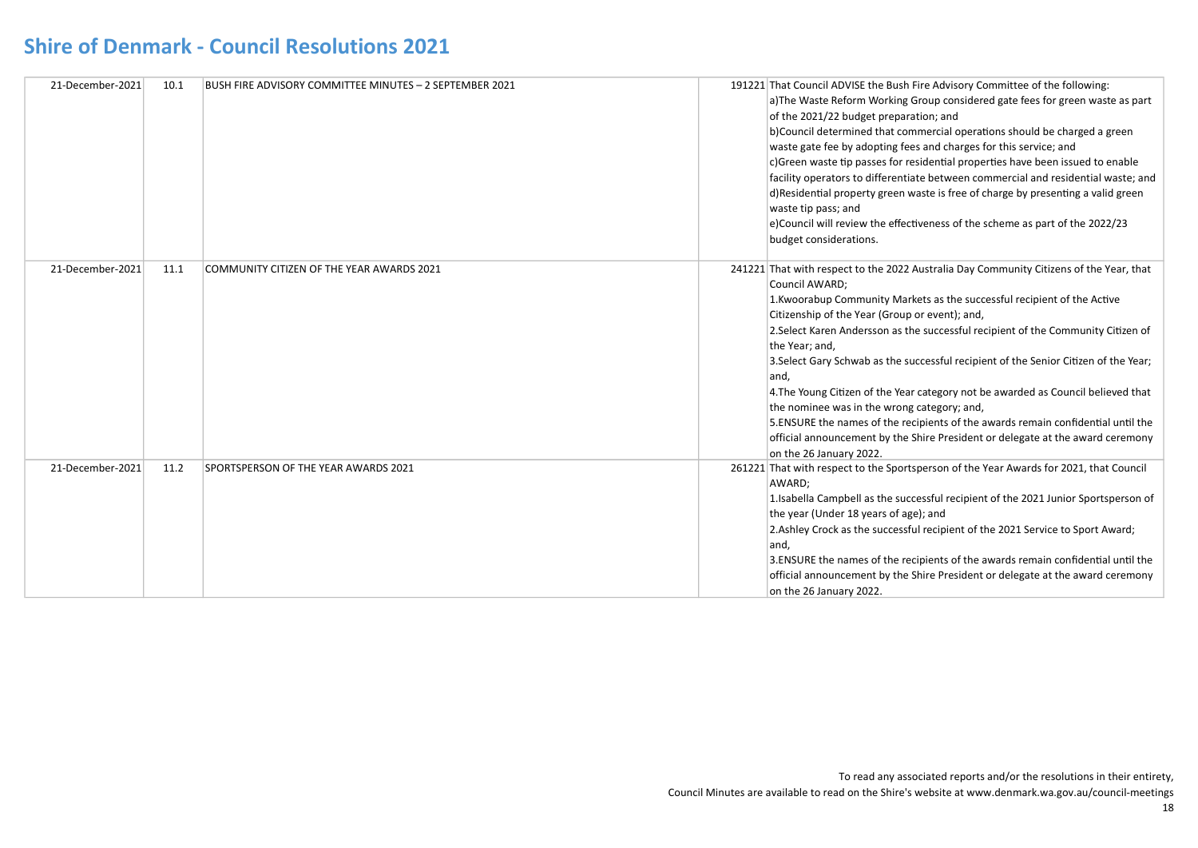# Shire of Denmark - Council Resolutions 2021

| | | | | |
|---|---|---|---|---|
| 21-December-2021 | 10.1 | BUSH FIRE ADVISORY COMMITTEE MINUTES – 2 SEPTEMBER 2021 | 191221 | That Council ADVISE the Bush Fire Advisory Committee of the following:<br>a)The Waste Reform Working Group considered gate fees for green waste as part of the 2021/22 budget preparation; and<br>b)Council determined that commercial operations should be charged a green waste gate fee by adopting fees and charges for this service; and<br>c)Green waste tip passes for residential properties have been issued to enable facility operators to differentiate between commercial and residential waste; and<br>d)Residential property green waste is free of charge by presenting a valid green waste tip pass; and<br>e)Council will review the effectiveness of the scheme as part of the 2022/23 budget considerations. |
| 21-December-2021 | 11.1 | COMMUNITY CITIZEN OF THE YEAR AWARDS 2021 | 241221 | That with respect to the 2022 Australia Day Community Citizens of the Year, that Council AWARD;<br>1.Kwoorabup Community Markets as the successful recipient of the Active Citizenship of the Year (Group or event); and,<br>2.Select Karen Andersson as the successful recipient of the Community Citizen of the Year; and,<br>3.Select Gary Schwab as the successful recipient of the Senior Citizen of the Year; and,<br>4.The Young Citizen of the Year category not be awarded as Council believed that the nominee was in the wrong category; and,<br>5.ENSURE the names of the recipients of the awards remain confidential until the official announcement by the Shire President or delegate at the award ceremony on the 26 January 2022. |
| 21-December-2021 | 11.2 | SPORTSPERSON OF THE YEAR AWARDS 2021 | 261221 | That with respect to the Sportsperson of the Year Awards for 2021, that Council AWARD;<br>1.Isabella Campbell as the successful recipient of the 2021 Junior Sportsperson of the year (Under 18 years of age); and<br>2.Ashley Crock as the successful recipient of the 2021 Service to Sport Award; and,<br>3.ENSURE the names of the recipients of the awards remain confidential until the official announcement by the Shire President or delegate at the award ceremony on the 26 January 2022. |

To read any associated reports and/or the resolutions in their entirety,
Council Minutes are available to read on the Shire's website at www.denmark.wa.gov.au/council-meetings